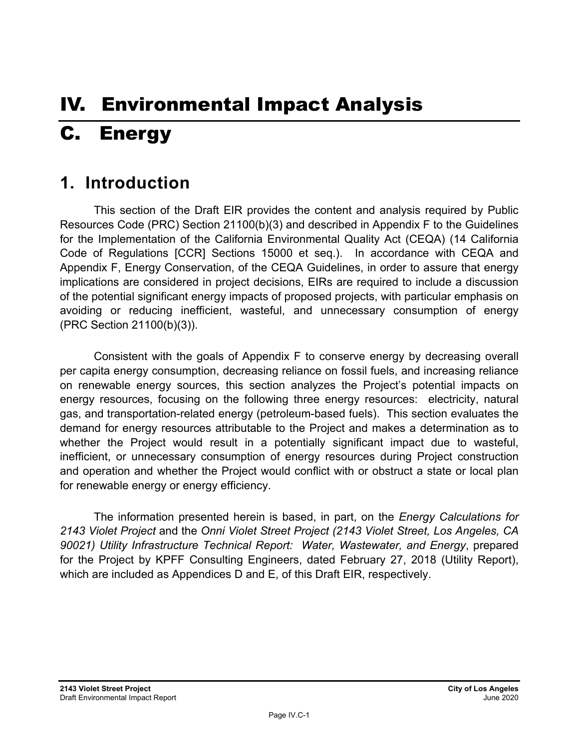# IV. Environmental Impact Analysis

# C. Energy

## 1. Introduction

This section of the Draft EIR provides the content and analysis required by Public Resources Code (PRC) Section 21100(b)(3) and described in Appendix F to the Guidelines for the Implementation of the California Environmental Quality Act (CEQA) (14 California Code of Regulations [CCR] Sections 15000 et seq.). In accordance with CEQA and Appendix F, Energy Conservation, of the CEQA Guidelines, in order to assure that energy implications are considered in project decisions, EIRs are required to include a discussion of the potential significant energy impacts of proposed projects, with particular emphasis on avoiding or reducing inefficient, wasteful, and unnecessary consumption of energy (PRC Section 21100(b)(3)).

Consistent with the goals of Appendix F to conserve energy by decreasing overall per capita energy consumption, decreasing reliance on fossil fuels, and increasing reliance on renewable energy sources, this section analyzes the Project's potential impacts on energy resources, focusing on the following three energy resources: electricity, natural gas, and transportation-related energy (petroleum-based fuels). This section evaluates the demand for energy resources attributable to the Project and makes a determination as to whether the Project would result in a potentially significant impact due to wasteful, inefficient, or unnecessary consumption of energy resources during Project construction and operation and whether the Project would conflict with or obstruct a state or local plan for renewable energy or energy efficiency.

The information presented herein is based, in part, on the *Energy Calculations for 2143 Violet Project* and the *Onni Violet Street Project (2143 Violet Street, Los Angeles, CA 90021) Utility Infrastructure Technical Report: Water, Wastewater, and Energy*, prepared for the Project by KPFF Consulting Engineers, dated February 27, 2018 (Utility Report), which are included as Appendices D and E, of this Draft EIR, respectively.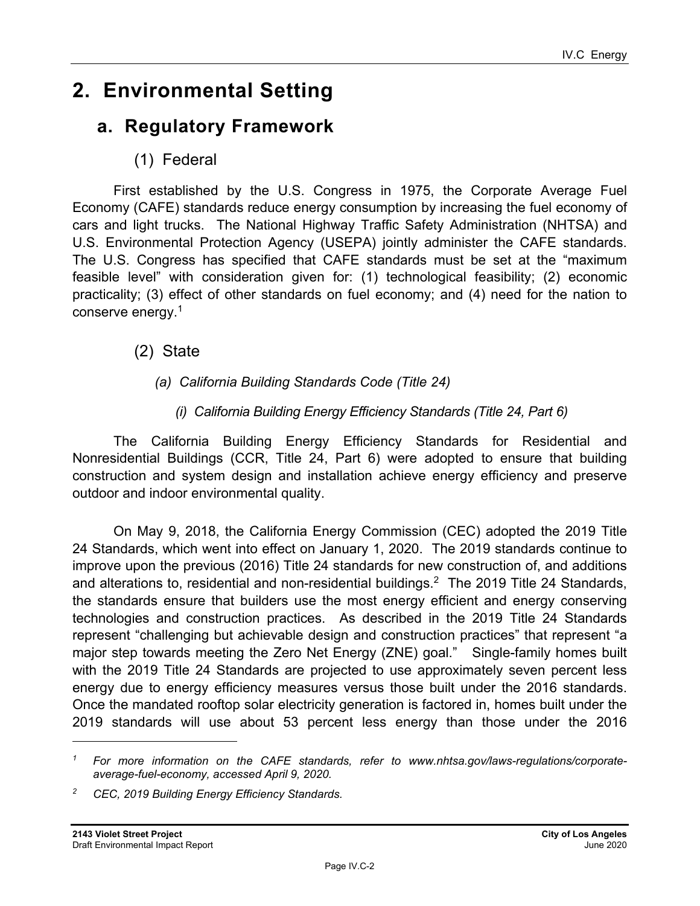# 2. Environmental Setting

## a. Regulatory Framework

### (1) Federal

First established by the U.S. Congress in 1975, the Corporate Average Fuel Economy (CAFE) standards reduce energy consumption by increasing the fuel economy of cars and light trucks. The National Highway Traffic Safety Administration (NHTSA) and U.S. Environmental Protection Agency (USEPA) jointly administer the CAFE standards. The U.S. Congress has specified that CAFE standards must be set at the "maximum feasible level" with consideration given for: (1) technological feasibility; (2) economic practicality; (3) effect of other standards on fuel economy; and (4) need for the nation to conserve energy.[1]

### (2) State

#### *(a) California Building Standards Code (Title 24)*

##### *(i) California Building Energy Efficiency Standards (Title 24, Part 6)*

The California Building Energy Efficiency Standards for Residential and Nonresidential Buildings (CCR, Title 24, Part 6) were adopted to ensure that building construction and system design and installation achieve energy efficiency and preserve outdoor and indoor environmental quality.

On May 9, 2018, the California Energy Commission (CEC) adopted the 2019 Title 24 Standards, which went into effect on January 1, 2020. The 2019 standards continue to improve upon the previous (2016) Title 24 standards for new construction of, and additions and alterations to, residential and non-residential buildings.[2] The 2019 Title 24 Standards, the standards ensure that builders use the most energy efficient and energy conserving technologies and construction practices. As described in the 2019 Title 24 Standards represent "challenging but achievable design and construction practices" that represent "a major step towards meeting the Zero Net Energy (ZNE) goal." Single-family homes built with the 2019 Title 24 Standards are projected to use approximately seven percent less energy due to energy efficiency measures versus those built under the 2016 standards. Once the mandated rooftop solar electricity generation is factored in, homes built under the 2019 standards will use about 53 percent less energy than those under the 2016

---

[1] *For more information on the CAFE standards, refer to www.nhtsa.gov/laws-regulations/corporate-average-fuel-economy, accessed April 9, 2020.*

[2] *CEC, 2019 Building Energy Efficiency Standards.*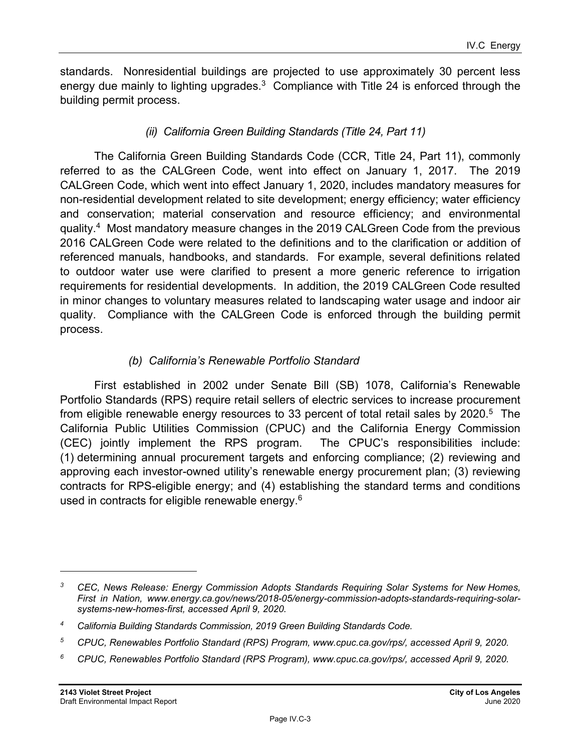standards. Nonresidential buildings are projected to use approximately 30 percent less energy due mainly to lighting upgrades.[3] Compliance with Title 24 is enforced through the building permit process.

*(ii) California Green Building Standards (Title 24, Part 11)*

The California Green Building Standards Code (CCR, Title 24, Part 11), commonly referred to as the CALGreen Code, went into effect on January 1, 2017. The 2019 CALGreen Code, which went into effect January 1, 2020, includes mandatory measures for non-residential development related to site development; energy efficiency; water efficiency and conservation; material conservation and resource efficiency; and environmental quality.[4] Most mandatory measure changes in the 2019 CALGreen Code from the previous 2016 CALGreen Code were related to the definitions and to the clarification or addition of referenced manuals, handbooks, and standards. For example, several definitions related to outdoor water use were clarified to present a more generic reference to irrigation requirements for residential developments. In addition, the 2019 CALGreen Code resulted in minor changes to voluntary measures related to landscaping water usage and indoor air quality. Compliance with the CALGreen Code is enforced through the building permit process.

*(b) California's Renewable Portfolio Standard*

First established in 2002 under Senate Bill (SB) 1078, California's Renewable Portfolio Standards (RPS) require retail sellers of electric services to increase procurement from eligible renewable energy resources to 33 percent of total retail sales by 2020.[5] The California Public Utilities Commission (CPUC) and the California Energy Commission (CEC) jointly implement the RPS program. The CPUC's responsibilities include: (1) determining annual procurement targets and enforcing compliance; (2) reviewing and approving each investor-owned utility's renewable energy procurement plan; (3) reviewing contracts for RPS-eligible energy; and (4) establishing the standard terms and conditions used in contracts for eligible renewable energy.[6]

---

[3] *CEC, News Release: Energy Commission Adopts Standards Requiring Solar Systems for New Homes, First in Nation, www.energy.ca.gov/news/2018-05/energy-commission-adopts-standards-requiring-solar-systems-new-homes-first, accessed April 9, 2020.*

[4] *California Building Standards Commission, 2019 Green Building Standards Code.*

[5] *CPUC, Renewables Portfolio Standard (RPS) Program, www.cpuc.ca.gov/rps/, accessed April 9, 2020.*

[6] *CPUC, Renewables Portfolio Standard (RPS Program), www.cpuc.ca.gov/rps/, accessed April 9, 2020.*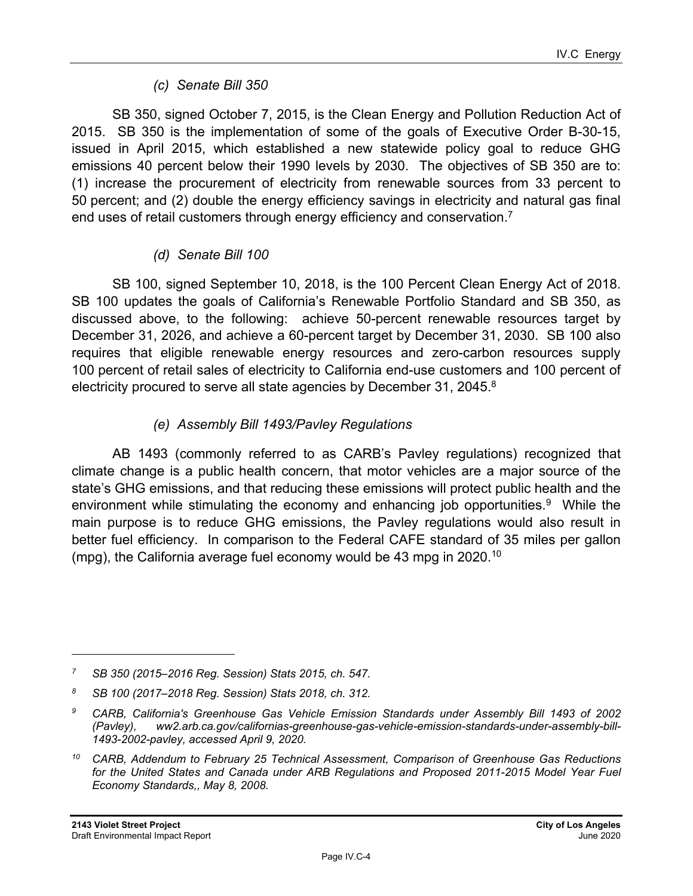#### *(c) Senate Bill 350*

SB 350, signed October 7, 2015, is the Clean Energy and Pollution Reduction Act of 2015. SB 350 is the implementation of some of the goals of Executive Order B-30-15, issued in April 2015, which established a new statewide policy goal to reduce GHG emissions 40 percent below their 1990 levels by 2030. The objectives of SB 350 are to: (1) increase the procurement of electricity from renewable sources from 33 percent to 50 percent; and (2) double the energy efficiency savings in electricity and natural gas final end uses of retail customers through energy efficiency and conservation.[7]

#### *(d) Senate Bill 100*

SB 100, signed September 10, 2018, is the 100 Percent Clean Energy Act of 2018. SB 100 updates the goals of California's Renewable Portfolio Standard and SB 350, as discussed above, to the following: achieve 50-percent renewable resources target by December 31, 2026, and achieve a 60-percent target by December 31, 2030. SB 100 also requires that eligible renewable energy resources and zero-carbon resources supply 100 percent of retail sales of electricity to California end-use customers and 100 percent of electricity procured to serve all state agencies by December 31, 2045.[8]

#### *(e) Assembly Bill 1493/Pavley Regulations*

AB 1493 (commonly referred to as CARB's Pavley regulations) recognized that climate change is a public health concern, that motor vehicles are a major source of the state's GHG emissions, and that reducing these emissions will protect public health and the environment while stimulating the economy and enhancing job opportunities.[9] While the main purpose is to reduce GHG emissions, the Pavley regulations would also result in better fuel efficiency. In comparison to the Federal CAFE standard of 35 miles per gallon (mpg), the California average fuel economy would be 43 mpg in 2020.[10]

---

*[7] SB 350 (2015–2016 Reg. Session) Stats 2015, ch. 547.*

*[8] SB 100 (2017–2018 Reg. Session) Stats 2018, ch. 312.*

*[9] CARB, California's Greenhouse Gas Vehicle Emission Standards under Assembly Bill 1493 of 2002 (Pavley), ww2.arb.ca.gov/californias-greenhouse-gas-vehicle-emission-standards-under-assembly-bill-1493-2002-pavley, accessed April 9, 2020.*

*[10] CARB, Addendum to February 25 Technical Assessment, Comparison of Greenhouse Gas Reductions for the United States and Canada under ARB Regulations and Proposed 2011-2015 Model Year Fuel Economy Standards,, May 8, 2008.*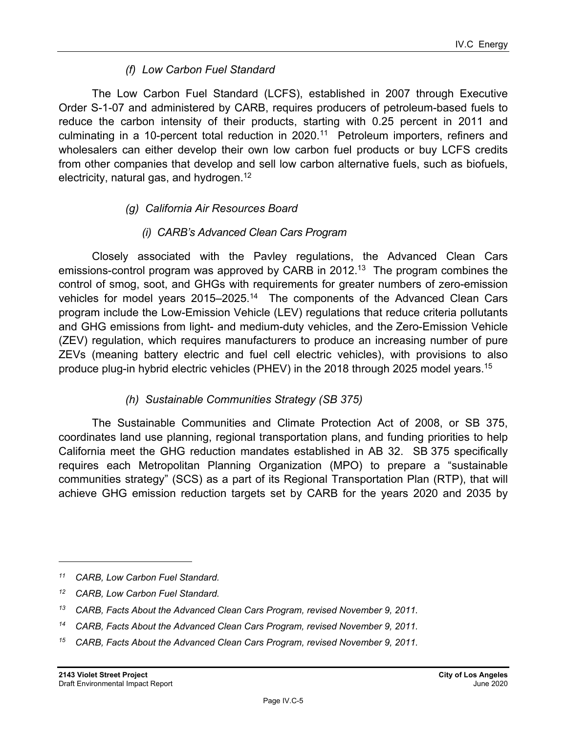##### (f) Low Carbon Fuel Standard

The Low Carbon Fuel Standard (LCFS), established in 2007 through Executive Order S-1-07 and administered by CARB, requires producers of petroleum-based fuels to reduce the carbon intensity of their products, starting with 0.25 percent in 2011 and culminating in a 10-percent total reduction in 2020.[11] Petroleum importers, refiners and wholesalers can either develop their own low carbon fuel products or buy LCFS credits from other companies that develop and sell low carbon alternative fuels, such as biofuels, electricity, natural gas, and hydrogen.[12]

##### (g) California Air Resources Board

###### (i) CARB's Advanced Clean Cars Program

Closely associated with the Pavley regulations, the Advanced Clean Cars emissions-control program was approved by CARB in 2012.[13] The program combines the control of smog, soot, and GHGs with requirements for greater numbers of zero-emission vehicles for model years 2015–2025.[14] The components of the Advanced Clean Cars program include the Low-Emission Vehicle (LEV) regulations that reduce criteria pollutants and GHG emissions from light- and medium-duty vehicles, and the Zero-Emission Vehicle (ZEV) regulation, which requires manufacturers to produce an increasing number of pure ZEVs (meaning battery electric and fuel cell electric vehicles), with provisions to also produce plug-in hybrid electric vehicles (PHEV) in the 2018 through 2025 model years.[15]

##### (h) Sustainable Communities Strategy (SB 375)

The Sustainable Communities and Climate Protection Act of 2008, or SB 375, coordinates land use planning, regional transportation plans, and funding priorities to help California meet the GHG reduction mandates established in AB 32. SB 375 specifically requires each Metropolitan Planning Organization (MPO) to prepare a "sustainable communities strategy" (SCS) as a part of its Regional Transportation Plan (RTP), that will achieve GHG emission reduction targets set by CARB for the years 2020 and 2035 by

---

[11] *CARB, Low Carbon Fuel Standard.*

[12] *CARB, Low Carbon Fuel Standard.*

[13] *CARB, Facts About the Advanced Clean Cars Program, revised November 9, 2011.*

[14] *CARB, Facts About the Advanced Clean Cars Program, revised November 9, 2011.*

[15] *CARB, Facts About the Advanced Clean Cars Program, revised November 9, 2011.*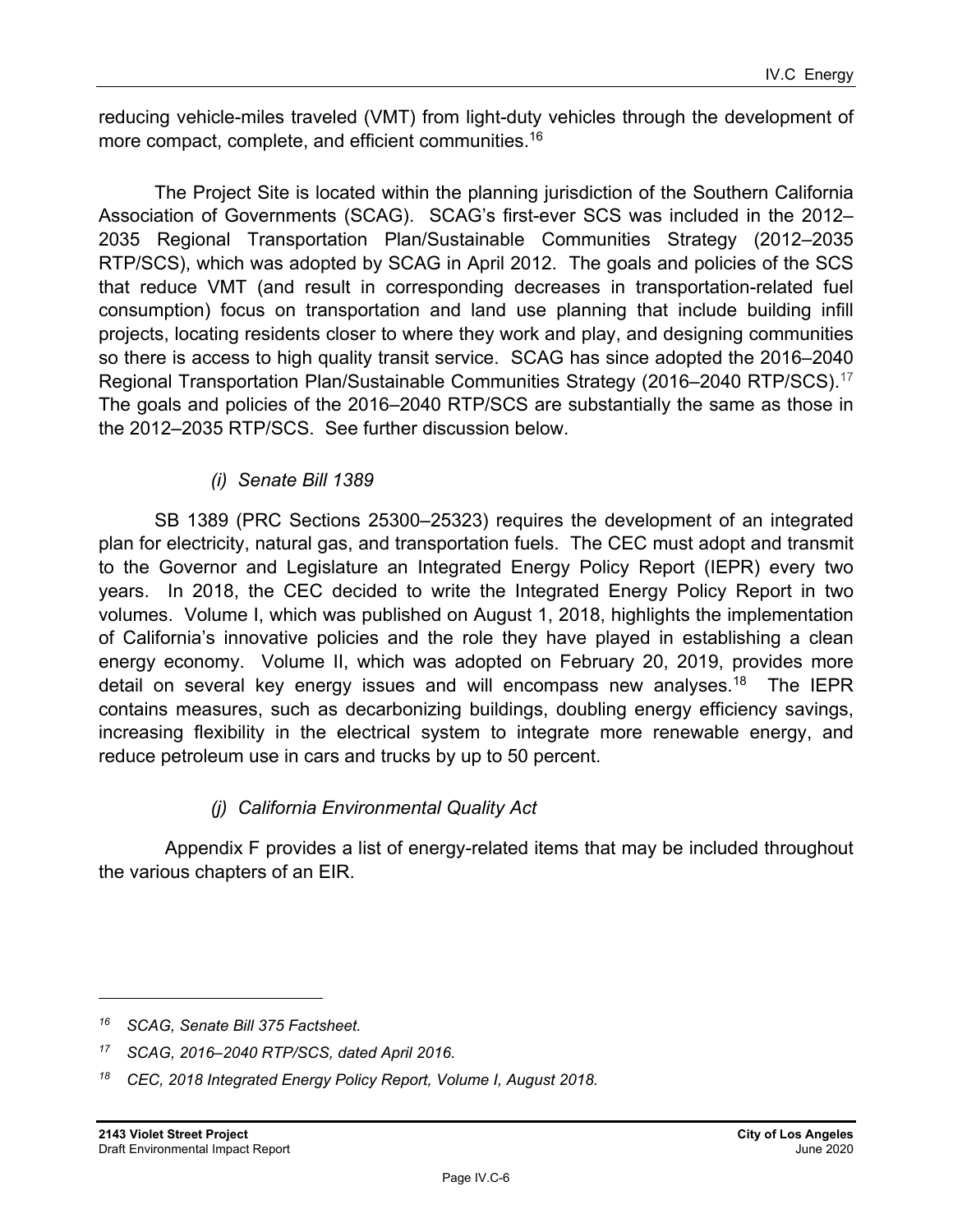reducing vehicle-miles traveled (VMT) from light-duty vehicles through the development of more compact, complete, and efficient communities.[16]

The Project Site is located within the planning jurisdiction of the Southern California Association of Governments (SCAG). SCAG's first-ever SCS was included in the 2012–2035 Regional Transportation Plan/Sustainable Communities Strategy (2012–2035 RTP/SCS), which was adopted by SCAG in April 2012. The goals and policies of the SCS that reduce VMT (and result in corresponding decreases in transportation-related fuel consumption) focus on transportation and land use planning that include building infill projects, locating residents closer to where they work and play, and designing communities so there is access to high quality transit service. SCAG has since adopted the 2016–2040 Regional Transportation Plan/Sustainable Communities Strategy (2016–2040 RTP/SCS).[17] The goals and policies of the 2016–2040 RTP/SCS are substantially the same as those in the 2012–2035 RTP/SCS. See further discussion below.

*(i) Senate Bill 1389*

SB 1389 (PRC Sections 25300–25323) requires the development of an integrated plan for electricity, natural gas, and transportation fuels. The CEC must adopt and transmit to the Governor and Legislature an Integrated Energy Policy Report (IEPR) every two years. In 2018, the CEC decided to write the Integrated Energy Policy Report in two volumes. Volume I, which was published on August 1, 2018, highlights the implementation of California's innovative policies and the role they have played in establishing a clean energy economy. Volume II, which was adopted on February 20, 2019, provides more detail on several key energy issues and will encompass new analyses.[18] The IEPR contains measures, such as decarbonizing buildings, doubling energy efficiency savings, increasing flexibility in the electrical system to integrate more renewable energy, and reduce petroleum use in cars and trucks by up to 50 percent.

*(j) California Environmental Quality Act*

Appendix F provides a list of energy-related items that may be included throughout the various chapters of an EIR.

---

[16] *SCAG, Senate Bill 375 Factsheet.*

[17] *SCAG, 2016–2040 RTP/SCS, dated April 2016.*

[18] *CEC, 2018 Integrated Energy Policy Report, Volume I, August 2018.*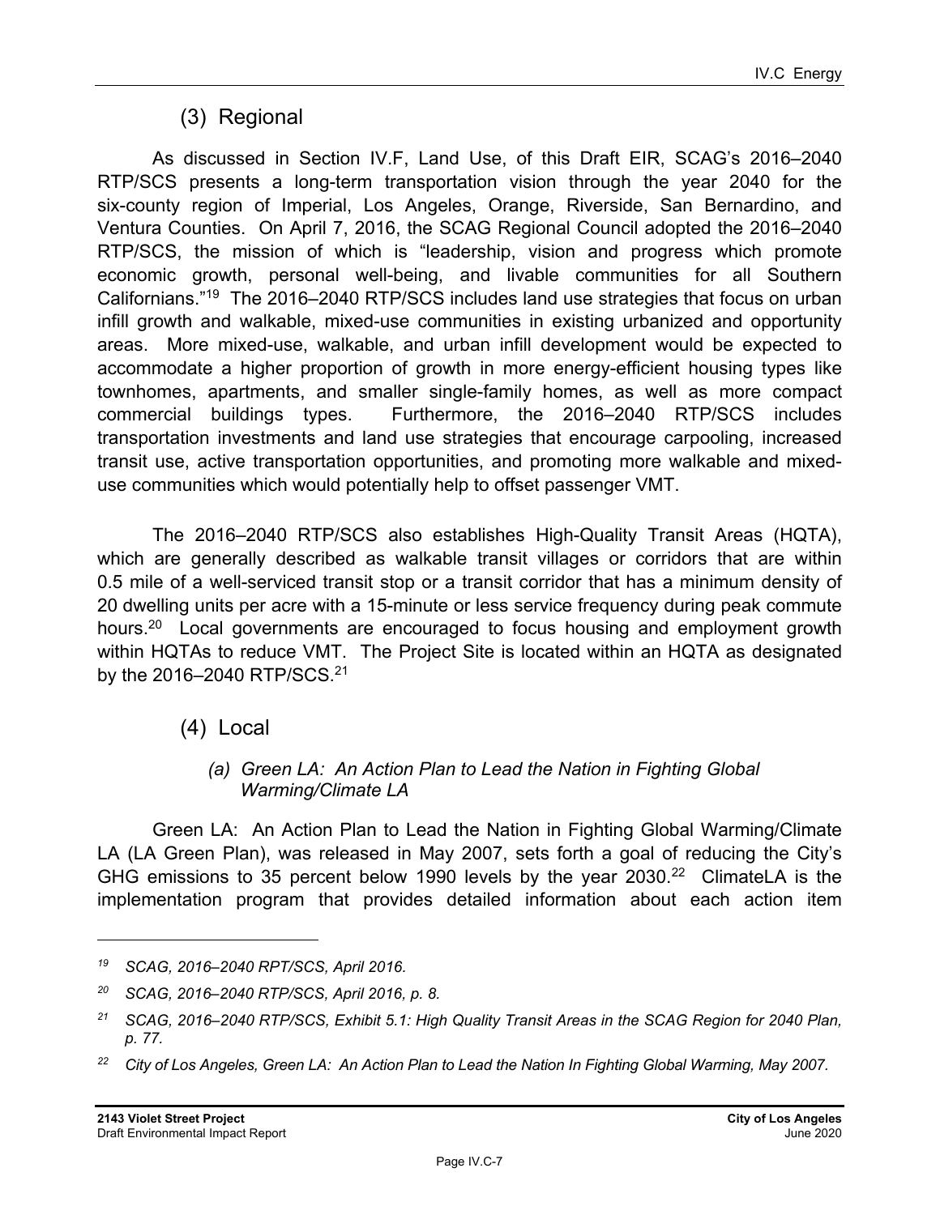### (3) Regional

As discussed in Section IV.F, Land Use, of this Draft EIR, SCAG's 2016–2040 RTP/SCS presents a long-term transportation vision through the year 2040 for the six-county region of Imperial, Los Angeles, Orange, Riverside, San Bernardino, and Ventura Counties. On April 7, 2016, the SCAG Regional Council adopted the 2016–2040 RTP/SCS, the mission of which is "leadership, vision and progress which promote economic growth, personal well-being, and livable communities for all Southern Californians."[19] The 2016–2040 RTP/SCS includes land use strategies that focus on urban infill growth and walkable, mixed-use communities in existing urbanized and opportunity areas. More mixed-use, walkable, and urban infill development would be expected to accommodate a higher proportion of growth in more energy-efficient housing types like townhomes, apartments, and smaller single-family homes, as well as more compact commercial buildings types. Furthermore, the 2016–2040 RTP/SCS includes transportation investments and land use strategies that encourage carpooling, increased transit use, active transportation opportunities, and promoting more walkable and mixed-use communities which would potentially help to offset passenger VMT.

The 2016–2040 RTP/SCS also establishes High-Quality Transit Areas (HQTA), which are generally described as walkable transit villages or corridors that are within 0.5 mile of a well-serviced transit stop or a transit corridor that has a minimum density of 20 dwelling units per acre with a 15-minute or less service frequency during peak commute hours.[20] Local governments are encouraged to focus housing and employment growth within HQTAs to reduce VMT. The Project Site is located within an HQTA as designated by the 2016–2040 RTP/SCS.[21]

### (4) Local

#### *(a) Green LA: An Action Plan to Lead the Nation in Fighting Global Warming/Climate LA*

Green LA: An Action Plan to Lead the Nation in Fighting Global Warming/Climate LA (LA Green Plan), was released in May 2007, sets forth a goal of reducing the City's GHG emissions to 35 percent below 1990 levels by the year 2030.[22] ClimateLA is the implementation program that provides detailed information about each action item

---

*[19] SCAG, 2016–2040 RPT/SCS, April 2016.*

*[20] SCAG, 2016–2040 RTP/SCS, April 2016, p. 8.*

*[21] SCAG, 2016–2040 RTP/SCS, Exhibit 5.1: High Quality Transit Areas in the SCAG Region for 2040 Plan, p. 77.*

*[22] City of Los Angeles, Green LA: An Action Plan to Lead the Nation In Fighting Global Warming, May 2007.*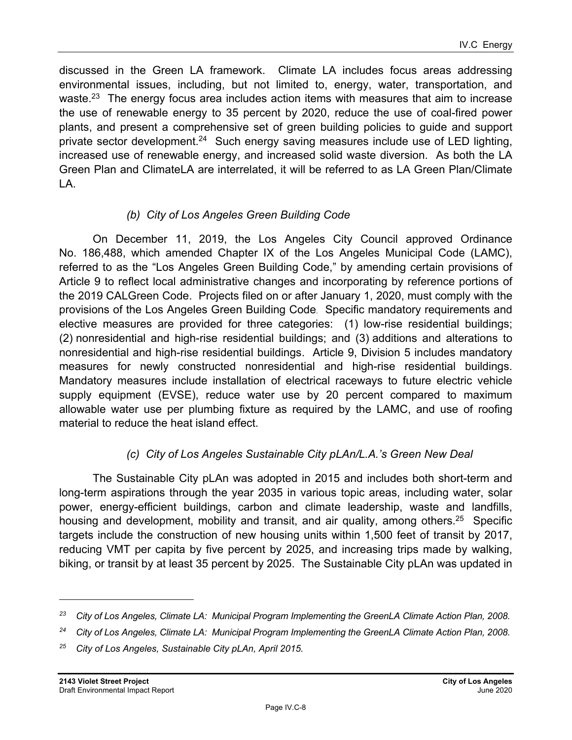discussed in the Green LA framework. Climate LA includes focus areas addressing environmental issues, including, but not limited to, energy, water, transportation, and waste.[23] The energy focus area includes action items with measures that aim to increase the use of renewable energy to 35 percent by 2020, reduce the use of coal-fired power plants, and present a comprehensive set of green building policies to guide and support private sector development.[24] Such energy saving measures include use of LED lighting, increased use of renewable energy, and increased solid waste diversion. As both the LA Green Plan and ClimateLA are interrelated, it will be referred to as LA Green Plan/Climate LA.

### *(b) City of Los Angeles Green Building Code*

On December 11, 2019, the Los Angeles City Council approved Ordinance No. 186,488, which amended Chapter IX of the Los Angeles Municipal Code (LAMC), referred to as the "Los Angeles Green Building Code," by amending certain provisions of Article 9 to reflect local administrative changes and incorporating by reference portions of the 2019 CALGreen Code. Projects filed on or after January 1, 2020, must comply with the provisions of the Los Angeles Green Building Code. Specific mandatory requirements and elective measures are provided for three categories: (1) low-rise residential buildings; (2) nonresidential and high-rise residential buildings; and (3) additions and alterations to nonresidential and high-rise residential buildings. Article 9, Division 5 includes mandatory measures for newly constructed nonresidential and high-rise residential buildings. Mandatory measures include installation of electrical raceways to future electric vehicle supply equipment (EVSE), reduce water use by 20 percent compared to maximum allowable water use per plumbing fixture as required by the LAMC, and use of roofing material to reduce the heat island effect.

### *(c) City of Los Angeles Sustainable City pLAn/L.A.'s Green New Deal*

The Sustainable City pLAn was adopted in 2015 and includes both short-term and long-term aspirations through the year 2035 in various topic areas, including water, solar power, energy-efficient buildings, carbon and climate leadership, waste and landfills, housing and development, mobility and transit, and air quality, among others.[25] Specific targets include the construction of new housing units within 1,500 feet of transit by 2017, reducing VMT per capita by five percent by 2025, and increasing trips made by walking, biking, or transit by at least 35 percent by 2025. The Sustainable City pLAn was updated in

---

[23] *City of Los Angeles, Climate LA: Municipal Program Implementing the GreenLA Climate Action Plan, 2008.*

[24] *City of Los Angeles, Climate LA: Municipal Program Implementing the GreenLA Climate Action Plan, 2008.*

[25] *City of Los Angeles, Sustainable City pLAn, April 2015.*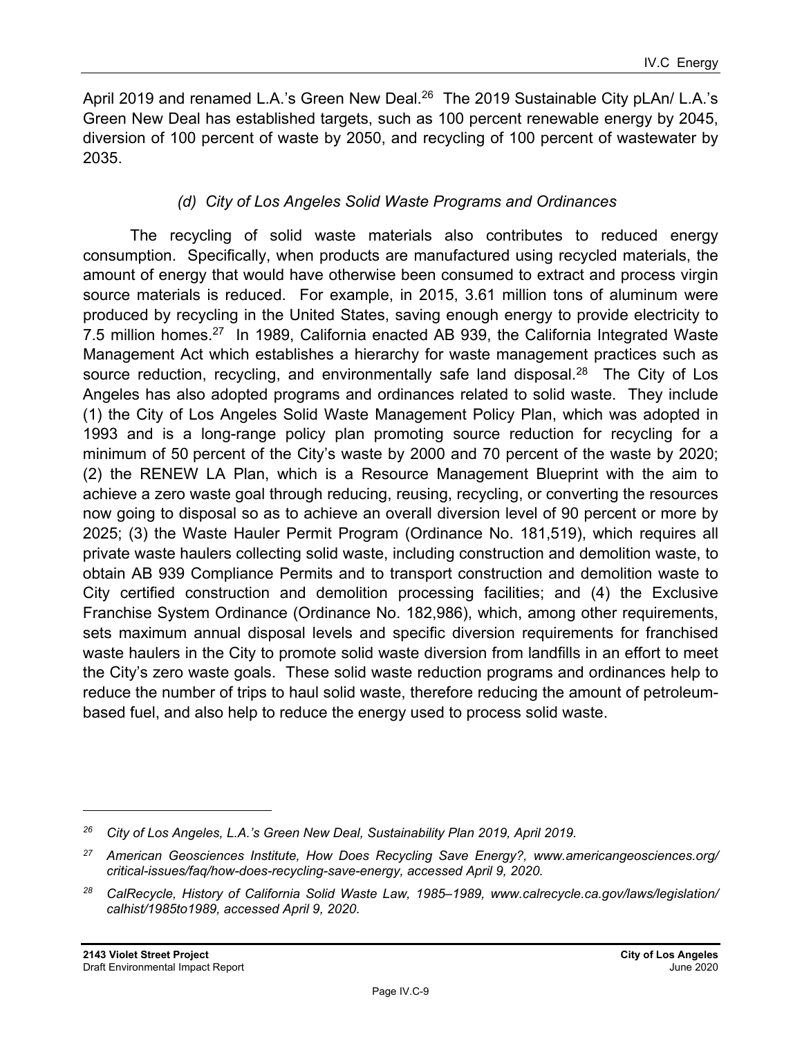April 2019 and renamed L.A.'s Green New Deal.[26] The 2019 Sustainable City pLAn/ L.A.'s Green New Deal has established targets, such as 100 percent renewable energy by 2045, diversion of 100 percent of waste by 2050, and recycling of 100 percent of wastewater by 2035.

#### *(d) City of Los Angeles Solid Waste Programs and Ordinances*

The recycling of solid waste materials also contributes to reduced energy consumption. Specifically, when products are manufactured using recycled materials, the amount of energy that would have otherwise been consumed to extract and process virgin source materials is reduced. For example, in 2015, 3.61 million tons of aluminum were produced by recycling in the United States, saving enough energy to provide electricity to 7.5 million homes.[27] In 1989, California enacted AB 939, the California Integrated Waste Management Act which establishes a hierarchy for waste management practices such as source reduction, recycling, and environmentally safe land disposal.[28] The City of Los Angeles has also adopted programs and ordinances related to solid waste. They include (1) the City of Los Angeles Solid Waste Management Policy Plan, which was adopted in 1993 and is a long-range policy plan promoting source reduction for recycling for a minimum of 50 percent of the City's waste by 2000 and 70 percent of the waste by 2020; (2) the RENEW LA Plan, which is a Resource Management Blueprint with the aim to achieve a zero waste goal through reducing, reusing, recycling, or converting the resources now going to disposal so as to achieve an overall diversion level of 90 percent or more by 2025; (3) the Waste Hauler Permit Program (Ordinance No. 181,519), which requires all private waste haulers collecting solid waste, including construction and demolition waste, to obtain AB 939 Compliance Permits and to transport construction and demolition waste to City certified construction and demolition processing facilities; and (4) the Exclusive Franchise System Ordinance (Ordinance No. 182,986), which, among other requirements, sets maximum annual disposal levels and specific diversion requirements for franchised waste haulers in the City to promote solid waste diversion from landfills in an effort to meet the City's zero waste goals. These solid waste reduction programs and ordinances help to reduce the number of trips to haul solid waste, therefore reducing the amount of petroleum-based fuel, and also help to reduce the energy used to process solid waste.

---

[26] *City of Los Angeles, L.A.'s Green New Deal, Sustainability Plan 2019, April 2019.*

[27] *American Geosciences Institute, How Does Recycling Save Energy?, www.americangeosciences.org/critical-issues/faq/how-does-recycling-save-energy, accessed April 9, 2020.*

[28] *CalRecycle, History of California Solid Waste Law, 1985–1989, www.calrecycle.ca.gov/laws/legislation/calhist/1985to1989, accessed April 9, 2020.*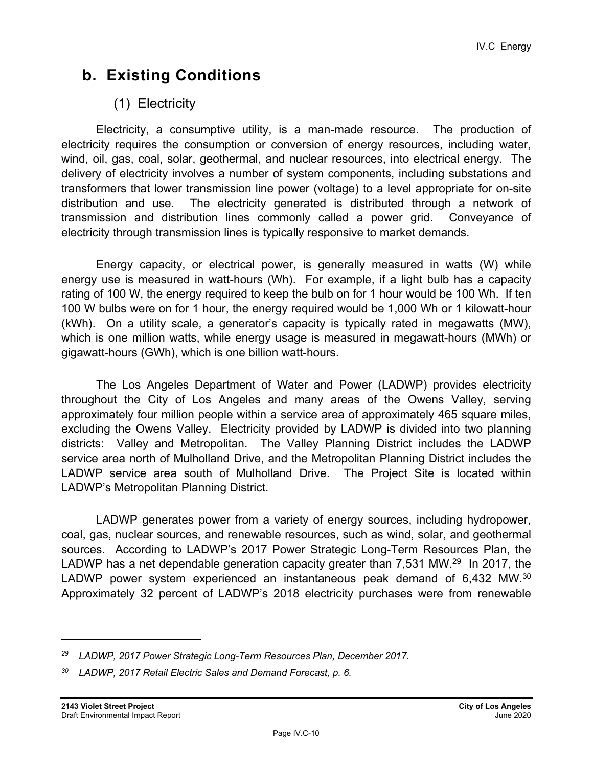## b. Existing Conditions

### (1) Electricity

Electricity, a consumptive utility, is a man-made resource. The production of electricity requires the consumption or conversion of energy resources, including water, wind, oil, gas, coal, solar, geothermal, and nuclear resources, into electrical energy. The delivery of electricity involves a number of system components, including substations and transformers that lower transmission line power (voltage) to a level appropriate for on-site distribution and use. The electricity generated is distributed through a network of transmission and distribution lines commonly called a power grid. Conveyance of electricity through transmission lines is typically responsive to market demands.

Energy capacity, or electrical power, is generally measured in watts (W) while energy use is measured in watt-hours (Wh). For example, if a light bulb has a capacity rating of 100 W, the energy required to keep the bulb on for 1 hour would be 100 Wh. If ten 100 W bulbs were on for 1 hour, the energy required would be 1,000 Wh or 1 kilowatt-hour (kWh). On a utility scale, a generator's capacity is typically rated in megawatts (MW), which is one million watts, while energy usage is measured in megawatt-hours (MWh) or gigawatt-hours (GWh), which is one billion watt-hours.

The Los Angeles Department of Water and Power (LADWP) provides electricity throughout the City of Los Angeles and many areas of the Owens Valley, serving approximately four million people within a service area of approximately 465 square miles, excluding the Owens Valley. Electricity provided by LADWP is divided into two planning districts: Valley and Metropolitan. The Valley Planning District includes the LADWP service area north of Mulholland Drive, and the Metropolitan Planning District includes the LADWP service area south of Mulholland Drive. The Project Site is located within LADWP's Metropolitan Planning District.

LADWP generates power from a variety of energy sources, including hydropower, coal, gas, nuclear sources, and renewable resources, such as wind, solar, and geothermal sources. According to LADWP's 2017 Power Strategic Long-Term Resources Plan, the LADWP has a net dependable generation capacity greater than 7,531 MW.[29] In 2017, the LADWP power system experienced an instantaneous peak demand of 6,432 MW.[30] Approximately 32 percent of LADWP's 2018 electricity purchases were from renewable

---

[29] *LADWP, 2017 Power Strategic Long-Term Resources Plan, December 2017.*

[30] *LADWP, 2017 Retail Electric Sales and Demand Forecast, p. 6.*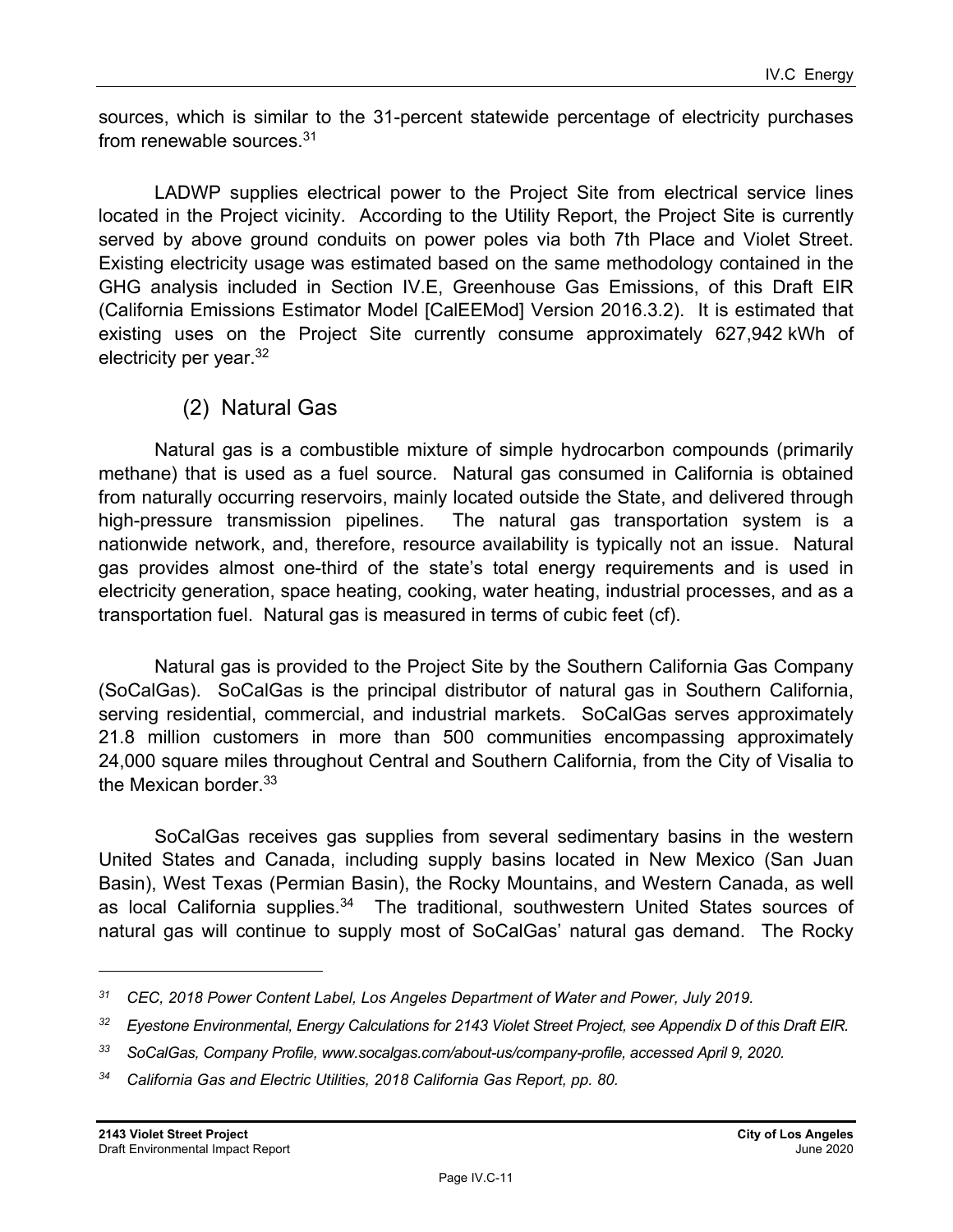sources, which is similar to the 31-percent statewide percentage of electricity purchases from renewable sources.[31]

LADWP supplies electrical power to the Project Site from electrical service lines located in the Project vicinity. According to the Utility Report, the Project Site is currently served by above ground conduits on power poles via both 7th Place and Violet Street. Existing electricity usage was estimated based on the same methodology contained in the GHG analysis included in Section IV.E, Greenhouse Gas Emissions, of this Draft EIR (California Emissions Estimator Model [CalEEMod] Version 2016.3.2). It is estimated that existing uses on the Project Site currently consume approximately 627,942 kWh of electricity per year.[32]

### (2) Natural Gas

Natural gas is a combustible mixture of simple hydrocarbon compounds (primarily methane) that is used as a fuel source. Natural gas consumed in California is obtained from naturally occurring reservoirs, mainly located outside the State, and delivered through high-pressure transmission pipelines. The natural gas transportation system is a nationwide network, and, therefore, resource availability is typically not an issue. Natural gas provides almost one-third of the state's total energy requirements and is used in electricity generation, space heating, cooking, water heating, industrial processes, and as a transportation fuel. Natural gas is measured in terms of cubic feet (cf).

Natural gas is provided to the Project Site by the Southern California Gas Company (SoCalGas). SoCalGas is the principal distributor of natural gas in Southern California, serving residential, commercial, and industrial markets. SoCalGas serves approximately 21.8 million customers in more than 500 communities encompassing approximately 24,000 square miles throughout Central and Southern California, from the City of Visalia to the Mexican border.[33]

SoCalGas receives gas supplies from several sedimentary basins in the western United States and Canada, including supply basins located in New Mexico (San Juan Basin), West Texas (Permian Basin), the Rocky Mountains, and Western Canada, as well as local California supplies.[34] The traditional, southwestern United States sources of natural gas will continue to supply most of SoCalGas' natural gas demand. The Rocky

---

[31] *CEC, 2018 Power Content Label, Los Angeles Department of Water and Power, July 2019.*

[32] *Eyestone Environmental, Energy Calculations for 2143 Violet Street Project, see Appendix D of this Draft EIR.*

[33] *SoCalGas, Company Profile, www.socalgas.com/about-us/company-profile, accessed April 9, 2020.*

[34] *California Gas and Electric Utilities, 2018 California Gas Report, pp. 80.*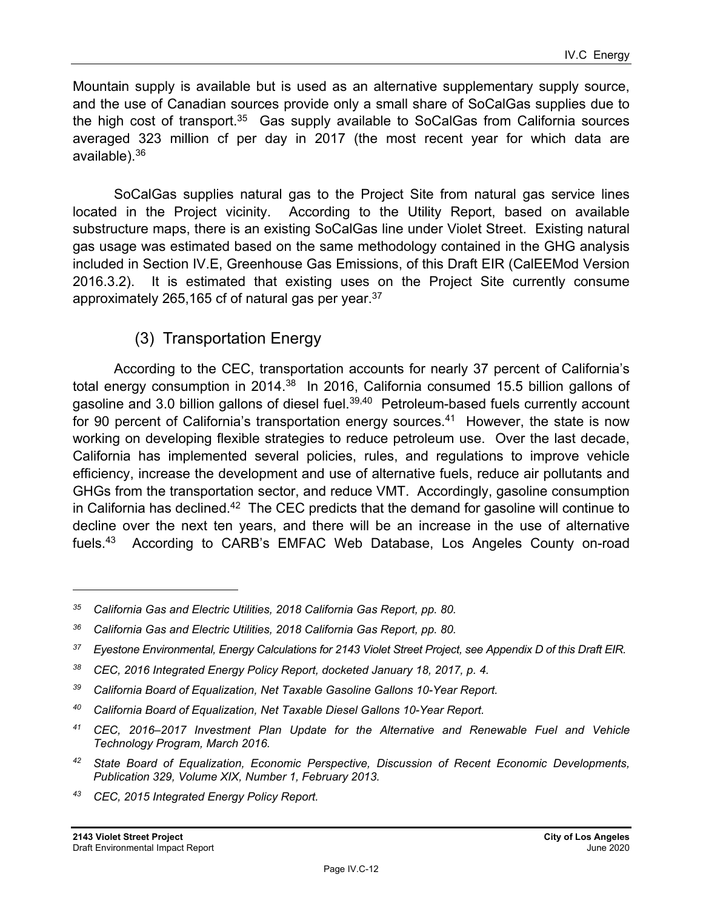Mountain supply is available but is used as an alternative supplementary supply source, and the use of Canadian sources provide only a small share of SoCalGas supplies due to the high cost of transport.[35] Gas supply available to SoCalGas from California sources averaged 323 million cf per day in 2017 (the most recent year for which data are available).[36]

SoCalGas supplies natural gas to the Project Site from natural gas service lines located in the Project vicinity. According to the Utility Report, based on available substructure maps, there is an existing SoCalGas line under Violet Street. Existing natural gas usage was estimated based on the same methodology contained in the GHG analysis included in Section IV.E, Greenhouse Gas Emissions, of this Draft EIR (CalEEMod Version 2016.3.2). It is estimated that existing uses on the Project Site currently consume approximately 265,165 cf of natural gas per year.[37]

### (3) Transportation Energy

According to the CEC, transportation accounts for nearly 37 percent of California's total energy consumption in 2014.[38] In 2016, California consumed 15.5 billion gallons of gasoline and 3.0 billion gallons of diesel fuel.[39,40] Petroleum-based fuels currently account for 90 percent of California's transportation energy sources.[41] However, the state is now working on developing flexible strategies to reduce petroleum use. Over the last decade, California has implemented several policies, rules, and regulations to improve vehicle efficiency, increase the development and use of alternative fuels, reduce air pollutants and GHGs from the transportation sector, and reduce VMT. Accordingly, gasoline consumption in California has declined.[42] The CEC predicts that the demand for gasoline will continue to decline over the next ten years, and there will be an increase in the use of alternative fuels.[43] According to CARB's EMFAC Web Database, Los Angeles County on-road

---

*[35] California Gas and Electric Utilities, 2018 California Gas Report, pp. 80.*

*[36] California Gas and Electric Utilities, 2018 California Gas Report, pp. 80.*

*[37] Eyestone Environmental, Energy Calculations for 2143 Violet Street Project, see Appendix D of this Draft EIR.*

*[38] CEC, 2016 Integrated Energy Policy Report, docketed January 18, 2017, p. 4.*

*[39] California Board of Equalization, Net Taxable Gasoline Gallons 10-Year Report.*

*[40] California Board of Equalization, Net Taxable Diesel Gallons 10-Year Report.*

*[41] CEC, 2016–2017 Investment Plan Update for the Alternative and Renewable Fuel and Vehicle Technology Program, March 2016.*

*[42] State Board of Equalization, Economic Perspective, Discussion of Recent Economic Developments, Publication 329, Volume XIX, Number 1, February 2013.*

*[43] CEC, 2015 Integrated Energy Policy Report.*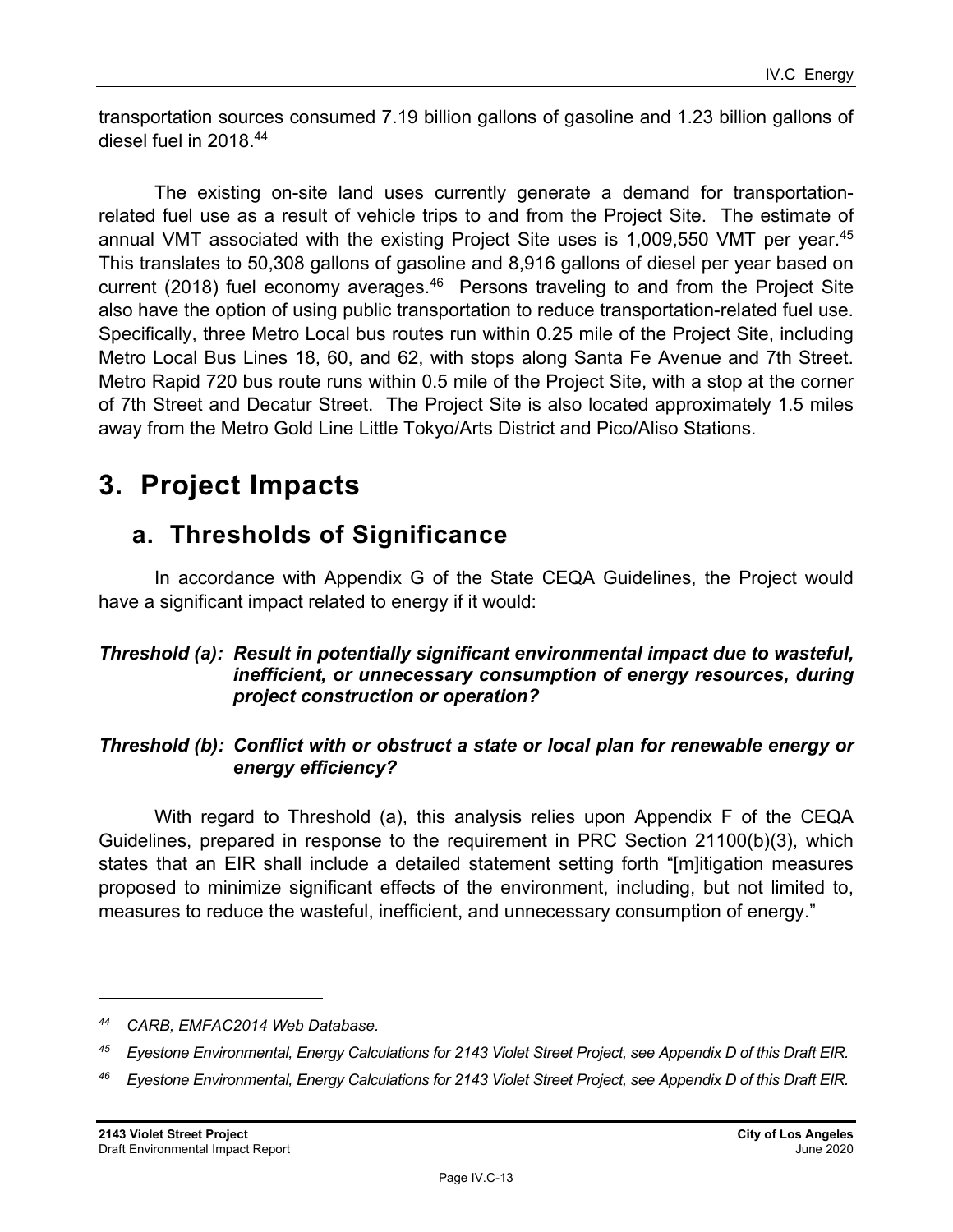transportation sources consumed 7.19 billion gallons of gasoline and 1.23 billion gallons of diesel fuel in 2018.[44]

The existing on-site land uses currently generate a demand for transportation-related fuel use as a result of vehicle trips to and from the Project Site. The estimate of annual VMT associated with the existing Project Site uses is 1,009,550 VMT per year.[45] This translates to 50,308 gallons of gasoline and 8,916 gallons of diesel per year based on current (2018) fuel economy averages.[46] Persons traveling to and from the Project Site also have the option of using public transportation to reduce transportation-related fuel use. Specifically, three Metro Local bus routes run within 0.25 mile of the Project Site, including Metro Local Bus Lines 18, 60, and 62, with stops along Santa Fe Avenue and 7th Street. Metro Rapid 720 bus route runs within 0.5 mile of the Project Site, with a stop at the corner of 7th Street and Decatur Street. The Project Site is also located approximately 1.5 miles away from the Metro Gold Line Little Tokyo/Arts District and Pico/Aliso Stations.

# 3. Project Impacts

## a. Thresholds of Significance

In accordance with Appendix G of the State CEQA Guidelines, the Project would have a significant impact related to energy if it would:

***Threshold (a): Result in potentially significant environmental impact due to wasteful, inefficient, or unnecessary consumption of energy resources, during project construction or operation?***

***Threshold (b): Conflict with or obstruct a state or local plan for renewable energy or energy efficiency?***

With regard to Threshold (a), this analysis relies upon Appendix F of the CEQA Guidelines, prepared in response to the requirement in PRC Section 21100(b)(3), which states that an EIR shall include a detailed statement setting forth "[m]itigation measures proposed to minimize significant effects of the environment, including, but not limited to, measures to reduce the wasteful, inefficient, and unnecessary consumption of energy."

---

[44] *CARB, EMFAC2014 Web Database.*

[45] *Eyestone Environmental, Energy Calculations for 2143 Violet Street Project, see Appendix D of this Draft EIR.*

[46] *Eyestone Environmental, Energy Calculations for 2143 Violet Street Project, see Appendix D of this Draft EIR.*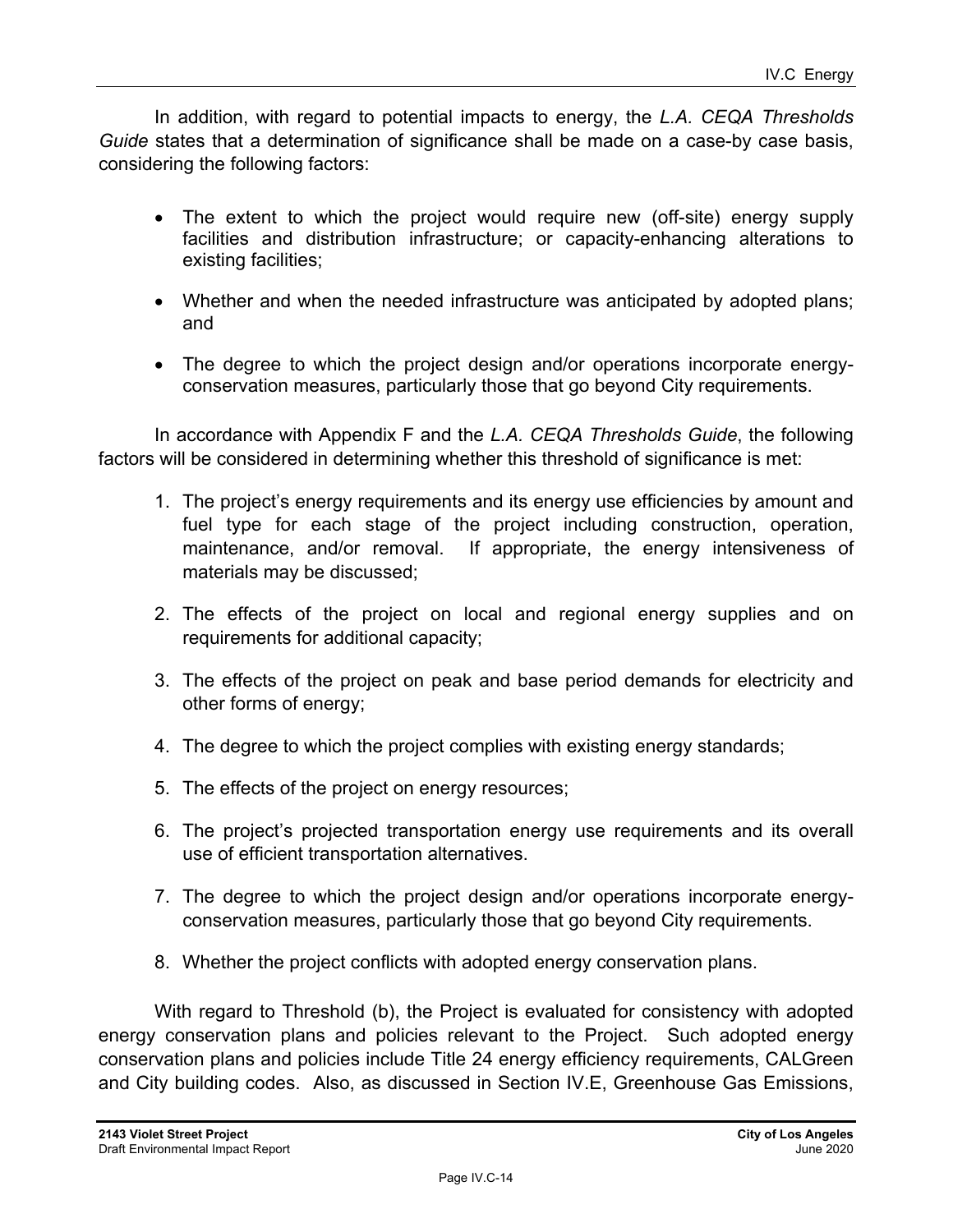In addition, with regard to potential impacts to energy, the *L.A. CEQA Thresholds Guide* states that a determination of significance shall be made on a case-by case basis, considering the following factors:

- The extent to which the project would require new (off-site) energy supply facilities and distribution infrastructure; or capacity-enhancing alterations to existing facilities;
- Whether and when the needed infrastructure was anticipated by adopted plans; and
- The degree to which the project design and/or operations incorporate energy-conservation measures, particularly those that go beyond City requirements.

In accordance with Appendix F and the *L.A. CEQA Thresholds Guide*, the following factors will be considered in determining whether this threshold of significance is met:

1. The project's energy requirements and its energy use efficiencies by amount and fuel type for each stage of the project including construction, operation, maintenance, and/or removal. If appropriate, the energy intensiveness of materials may be discussed;
2. The effects of the project on local and regional energy supplies and on requirements for additional capacity;
3. The effects of the project on peak and base period demands for electricity and other forms of energy;
4. The degree to which the project complies with existing energy standards;
5. The effects of the project on energy resources;
6. The project's projected transportation energy use requirements and its overall use of efficient transportation alternatives.
7. The degree to which the project design and/or operations incorporate energy-conservation measures, particularly those that go beyond City requirements.
8. Whether the project conflicts with adopted energy conservation plans.

With regard to Threshold (b), the Project is evaluated for consistency with adopted energy conservation plans and policies relevant to the Project. Such adopted energy conservation plans and policies include Title 24 energy efficiency requirements, CALGreen and City building codes. Also, as discussed in Section IV.E, Greenhouse Gas Emissions,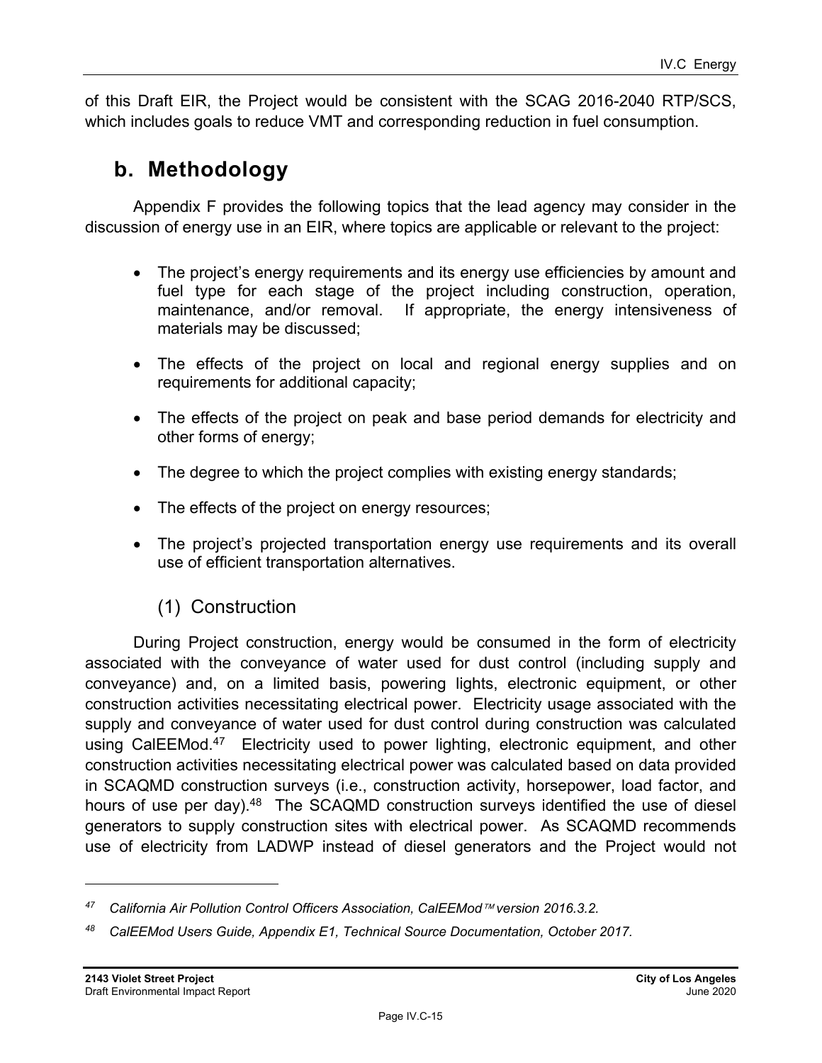of this Draft EIR, the Project would be consistent with the SCAG 2016-2040 RTP/SCS, which includes goals to reduce VMT and corresponding reduction in fuel consumption.

## b. Methodology

Appendix F provides the following topics that the lead agency may consider in the discussion of energy use in an EIR, where topics are applicable or relevant to the project:

- The project's energy requirements and its energy use efficiencies by amount and fuel type for each stage of the project including construction, operation, maintenance, and/or removal. If appropriate, the energy intensiveness of materials may be discussed;
- The effects of the project on local and regional energy supplies and on requirements for additional capacity;
- The effects of the project on peak and base period demands for electricity and other forms of energy;
- The degree to which the project complies with existing energy standards;
- The effects of the project on energy resources;
- The project's projected transportation energy use requirements and its overall use of efficient transportation alternatives.

### (1) Construction

During Project construction, energy would be consumed in the form of electricity associated with the conveyance of water used for dust control (including supply and conveyance) and, on a limited basis, powering lights, electronic equipment, or other construction activities necessitating electrical power. Electricity usage associated with the supply and conveyance of water used for dust control during construction was calculated using CalEEMod.[47] Electricity used to power lighting, electronic equipment, and other construction activities necessitating electrical power was calculated based on data provided in SCAQMD construction surveys (i.e., construction activity, horsepower, load factor, and hours of use per day).[48] The SCAQMD construction surveys identified the use of diesel generators to supply construction sites with electrical power. As SCAQMD recommends use of electricity from LADWP instead of diesel generators and the Project would not

---

[47] *California Air Pollution Control Officers Association, CalEEMod™ version 2016.3.2.*

[48] *CalEEMod Users Guide, Appendix E1, Technical Source Documentation, October 2017.*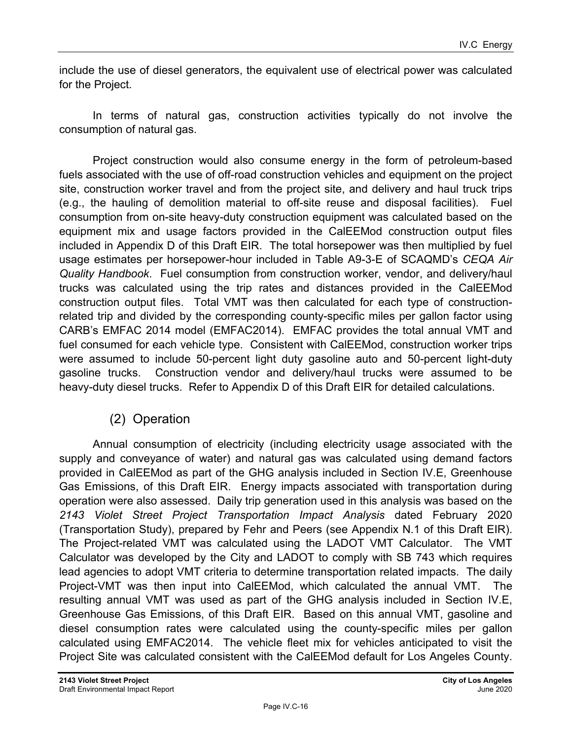include the use of diesel generators, the equivalent use of electrical power was calculated for the Project.

In terms of natural gas, construction activities typically do not involve the consumption of natural gas.

Project construction would also consume energy in the form of petroleum-based fuels associated with the use of off-road construction vehicles and equipment on the project site, construction worker travel and from the project site, and delivery and haul truck trips (e.g., the hauling of demolition material to off-site reuse and disposal facilities). Fuel consumption from on-site heavy-duty construction equipment was calculated based on the equipment mix and usage factors provided in the CalEEMod construction output files included in Appendix D of this Draft EIR. The total horsepower was then multiplied by fuel usage estimates per horsepower-hour included in Table A9-3-E of SCAQMD's *CEQA Air Quality Handbook*. Fuel consumption from construction worker, vendor, and delivery/haul trucks was calculated using the trip rates and distances provided in the CalEEMod construction output files. Total VMT was then calculated for each type of construction-related trip and divided by the corresponding county-specific miles per gallon factor using CARB's EMFAC 2014 model (EMFAC2014). EMFAC provides the total annual VMT and fuel consumed for each vehicle type. Consistent with CalEEMod, construction worker trips were assumed to include 50-percent light duty gasoline auto and 50-percent light-duty gasoline trucks. Construction vendor and delivery/haul trucks were assumed to be heavy-duty diesel trucks. Refer to Appendix D of this Draft EIR for detailed calculations.

## (2) Operation

Annual consumption of electricity (including electricity usage associated with the supply and conveyance of water) and natural gas was calculated using demand factors provided in CalEEMod as part of the GHG analysis included in Section IV.E, Greenhouse Gas Emissions, of this Draft EIR. Energy impacts associated with transportation during operation were also assessed. Daily trip generation used in this analysis was based on the *2143 Violet Street Project Transportation Impact Analysis* dated February 2020 (Transportation Study), prepared by Fehr and Peers (see Appendix N.1 of this Draft EIR). The Project-related VMT was calculated using the LADOT VMT Calculator. The VMT Calculator was developed by the City and LADOT to comply with SB 743 which requires lead agencies to adopt VMT criteria to determine transportation related impacts. The daily Project-VMT was then input into CalEEMod, which calculated the annual VMT. The resulting annual VMT was used as part of the GHG analysis included in Section IV.E, Greenhouse Gas Emissions, of this Draft EIR. Based on this annual VMT, gasoline and diesel consumption rates were calculated using the county-specific miles per gallon calculated using EMFAC2014. The vehicle fleet mix for vehicles anticipated to visit the Project Site was calculated consistent with the CalEEMod default for Los Angeles County.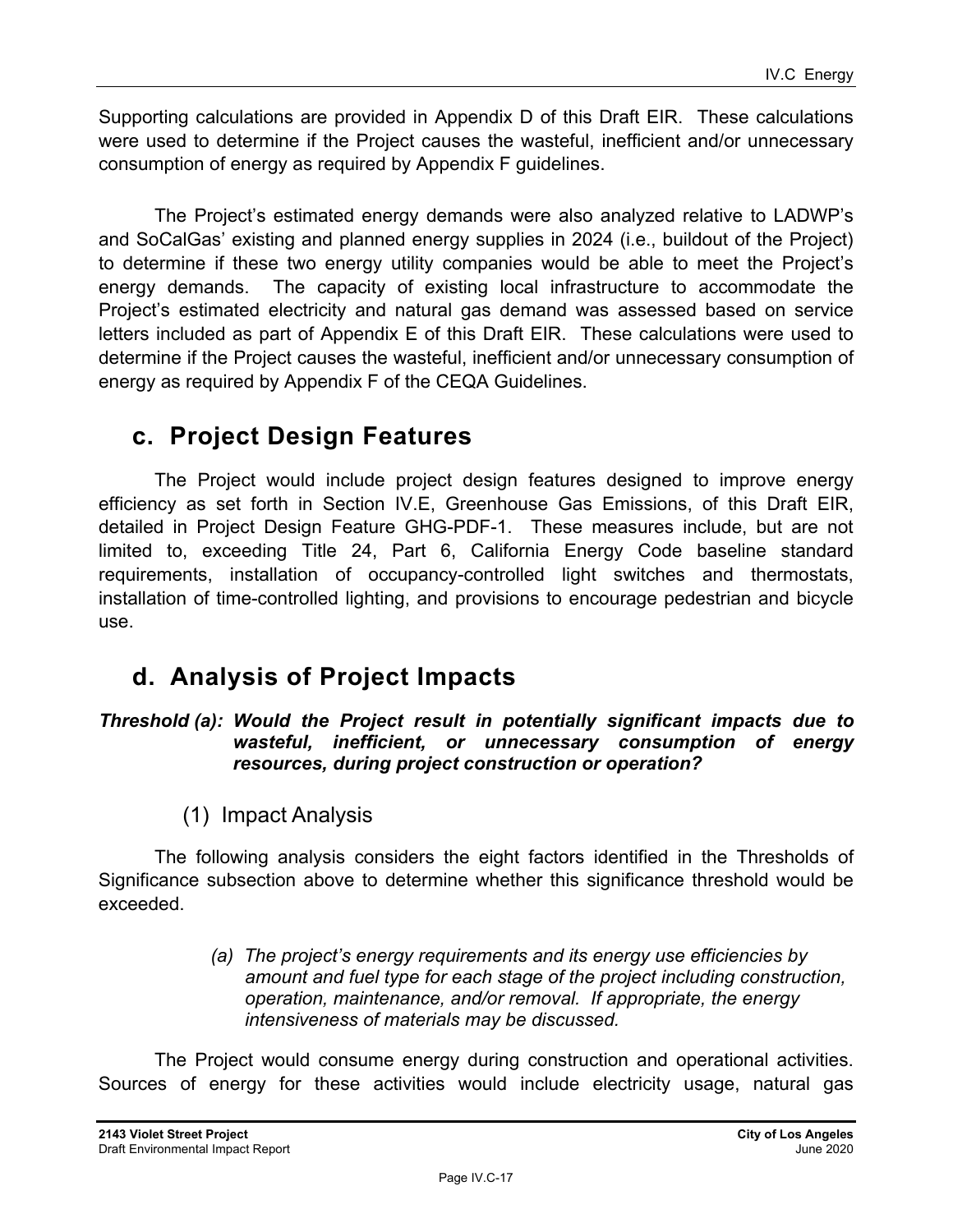Supporting calculations are provided in Appendix D of this Draft EIR. These calculations were used to determine if the Project causes the wasteful, inefficient and/or unnecessary consumption of energy as required by Appendix F guidelines.

The Project's estimated energy demands were also analyzed relative to LADWP's and SoCalGas' existing and planned energy supplies in 2024 (i.e., buildout of the Project) to determine if these two energy utility companies would be able to meet the Project's energy demands. The capacity of existing local infrastructure to accommodate the Project's estimated electricity and natural gas demand was assessed based on service letters included as part of Appendix E of this Draft EIR. These calculations were used to determine if the Project causes the wasteful, inefficient and/or unnecessary consumption of energy as required by Appendix F of the CEQA Guidelines.

## c. Project Design Features

The Project would include project design features designed to improve energy efficiency as set forth in Section IV.E, Greenhouse Gas Emissions, of this Draft EIR, detailed in Project Design Feature GHG-PDF-1. These measures include, but are not limited to, exceeding Title 24, Part 6, California Energy Code baseline standard requirements, installation of occupancy-controlled light switches and thermostats, installation of time-controlled lighting, and provisions to encourage pedestrian and bicycle use.

## d. Analysis of Project Impacts

***Threshold (a): Would the Project result in potentially significant impacts due to wasteful, inefficient, or unnecessary consumption of energy resources, during project construction or operation?***

### (1) Impact Analysis

The following analysis considers the eight factors identified in the Thresholds of Significance subsection above to determine whether this significance threshold would be exceeded.

*(a) The project's energy requirements and its energy use efficiencies by amount and fuel type for each stage of the project including construction, operation, maintenance, and/or removal. If appropriate, the energy intensiveness of materials may be discussed.*

The Project would consume energy during construction and operational activities. Sources of energy for these activities would include electricity usage, natural gas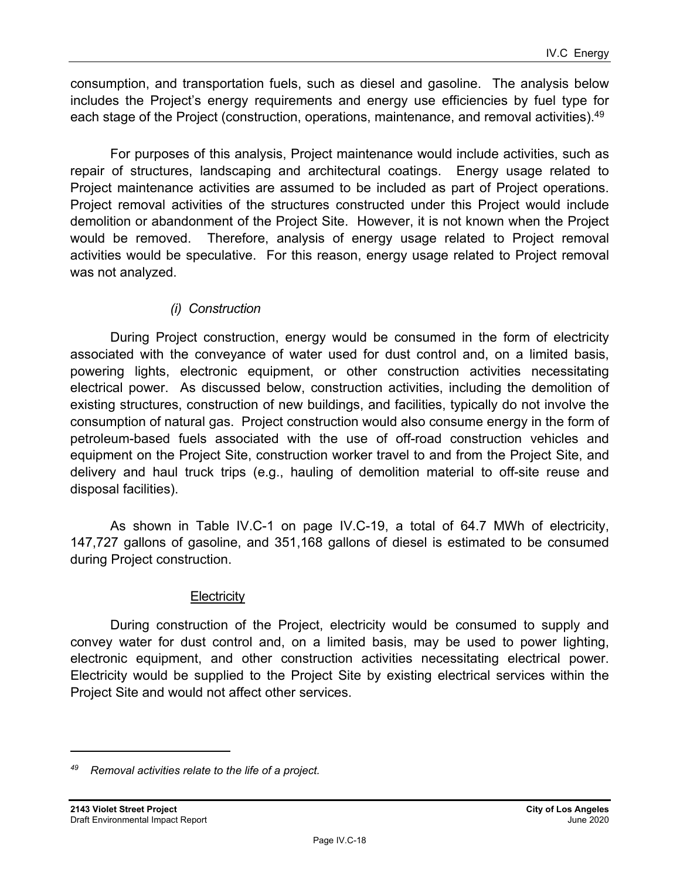consumption, and transportation fuels, such as diesel and gasoline. The analysis below includes the Project's energy requirements and energy use efficiencies by fuel type for each stage of the Project (construction, operations, maintenance, and removal activities).[49]

For purposes of this analysis, Project maintenance would include activities, such as repair of structures, landscaping and architectural coatings. Energy usage related to Project maintenance activities are assumed to be included as part of Project operations. Project removal activities of the structures constructed under this Project would include demolition or abandonment of the Project Site. However, it is not known when the Project would be removed. Therefore, analysis of energy usage related to Project removal activities would be speculative. For this reason, energy usage related to Project removal was not analyzed.

*(i) Construction*

During Project construction, energy would be consumed in the form of electricity associated with the conveyance of water used for dust control and, on a limited basis, powering lights, electronic equipment, or other construction activities necessitating electrical power. As discussed below, construction activities, including the demolition of existing structures, construction of new buildings, and facilities, typically do not involve the consumption of natural gas. Project construction would also consume energy in the form of petroleum-based fuels associated with the use of off-road construction vehicles and equipment on the Project Site, construction worker travel to and from the Project Site, and delivery and haul truck trips (e.g., hauling of demolition material to off-site reuse and disposal facilities).

As shown in Table IV.C-1 on page IV.C-19, a total of 64.7 MWh of electricity, 147,727 gallons of gasoline, and 351,168 gallons of diesel is estimated to be consumed during Project construction.

<u>Electricity</u>

During construction of the Project, electricity would be consumed to supply and convey water for dust control and, on a limited basis, may be used to power lighting, electronic equipment, and other construction activities necessitating electrical power. Electricity would be supplied to the Project Site by existing electrical services within the Project Site and would not affect other services.

---

[49] *Removal activities relate to the life of a project.*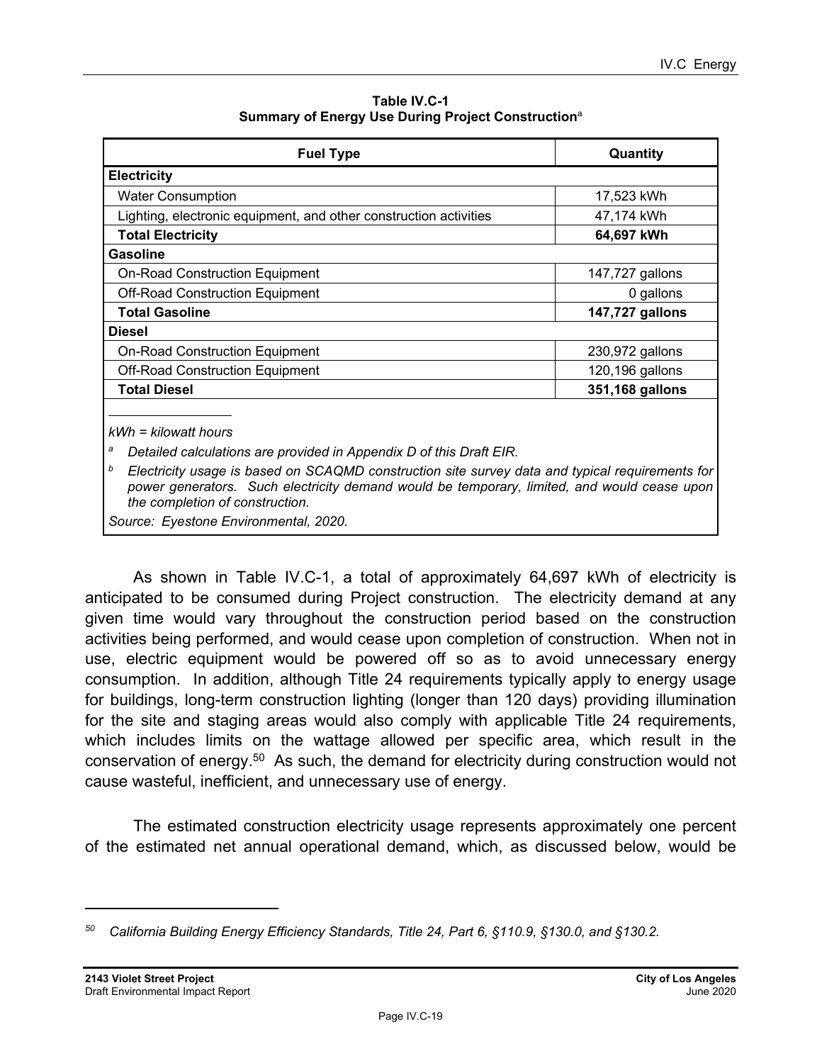**Table IV.C-1**
**Summary of Energy Use During Project Construction**[a]

| Fuel Type | Quantity |
|---|---|
| **Electricity** | |
| Water Consumption | 17,523 kWh |
| Lighting, electronic equipment, and other construction activities | 47,174 kWh |
| **Total Electricity** | **64,697 kWh** |
| **Gasoline** | |
| On-Road Construction Equipment | 147,727 gallons |
| Off-Road Construction Equipment | 0 gallons |
| **Total Gasoline** | **147,727 gallons** |
| **Diesel** | |
| On-Road Construction Equipment | 230,972 gallons |
| Off-Road Construction Equipment | 120,196 gallons |
| **Total Diesel** | **351,168 gallons** |

*kWh = kilowatt hours*

[a] *Detailed calculations are provided in Appendix D of this Draft EIR.*

[b] *Electricity usage is based on SCAQMD construction site survey data and typical requirements for power generators. Such electricity demand would be temporary, limited, and would cease upon the completion of construction.*

*Source: Eyestone Environmental, 2020.*

As shown in Table IV.C-1, a total of approximately 64,697 kWh of electricity is anticipated to be consumed during Project construction. The electricity demand at any given time would vary throughout the construction period based on the construction activities being performed, and would cease upon completion of construction. When not in use, electric equipment would be powered off so as to avoid unnecessary energy consumption. In addition, although Title 24 requirements typically apply to energy usage for buildings, long-term construction lighting (longer than 120 days) providing illumination for the site and staging areas would also comply with applicable Title 24 requirements, which includes limits on the wattage allowed per specific area, which result in the conservation of energy.[50] As such, the demand for electricity during construction would not cause wasteful, inefficient, and unnecessary use of energy.

The estimated construction electricity usage represents approximately one percent of the estimated net annual operational demand, which, as discussed below, would be

[50] *California Building Energy Efficiency Standards, Title 24, Part 6, §110.9, §130.0, and §130.2.*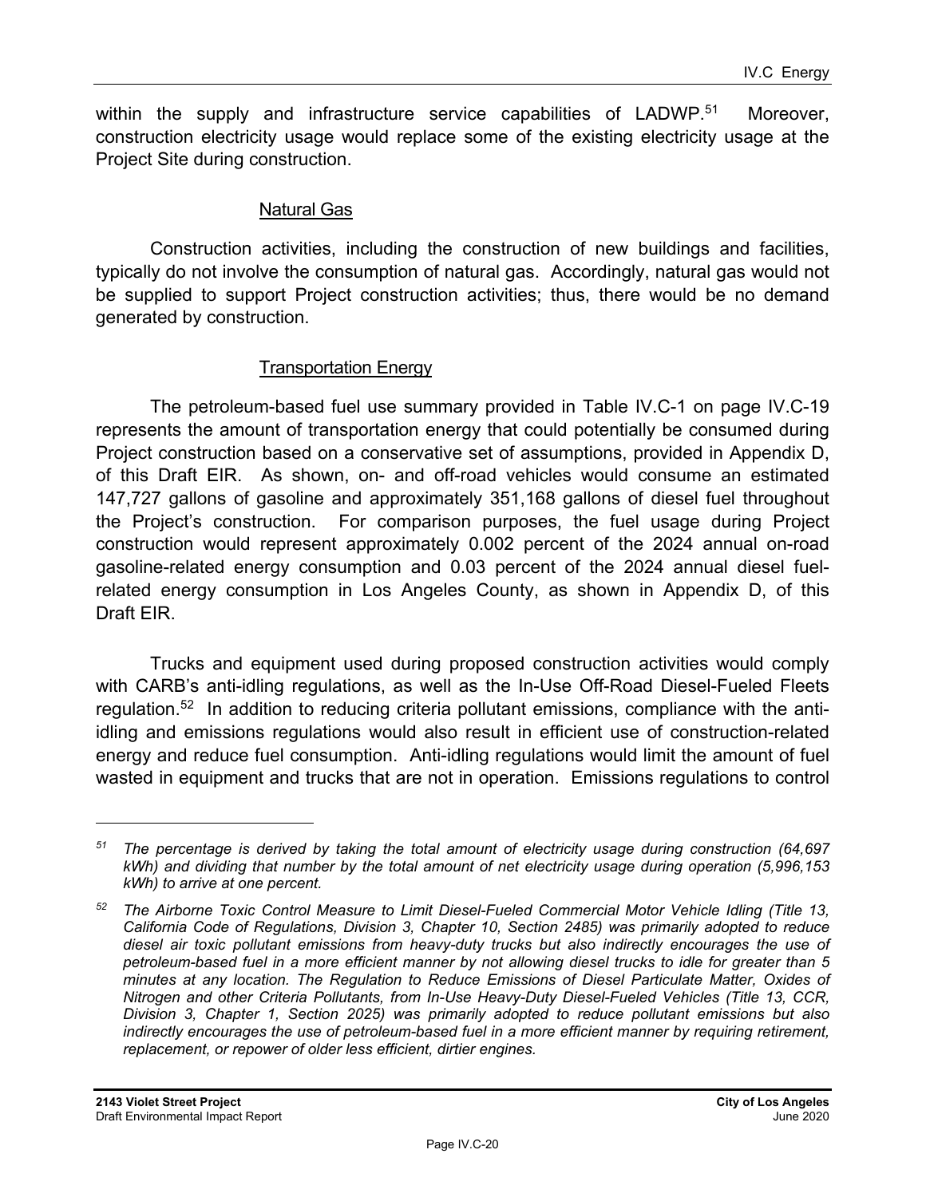within the supply and infrastructure service capabilities of LADWP.[51] Moreover, construction electricity usage would replace some of the existing electricity usage at the Project Site during construction.

Natural Gas

Construction activities, including the construction of new buildings and facilities, typically do not involve the consumption of natural gas. Accordingly, natural gas would not be supplied to support Project construction activities; thus, there would be no demand generated by construction.

Transportation Energy

The petroleum-based fuel use summary provided in Table IV.C-1 on page IV.C-19 represents the amount of transportation energy that could potentially be consumed during Project construction based on a conservative set of assumptions, provided in Appendix D, of this Draft EIR. As shown, on- and off-road vehicles would consume an estimated 147,727 gallons of gasoline and approximately 351,168 gallons of diesel fuel throughout the Project's construction. For comparison purposes, the fuel usage during Project construction would represent approximately 0.002 percent of the 2024 annual on-road gasoline-related energy consumption and 0.03 percent of the 2024 annual diesel fuel-related energy consumption in Los Angeles County, as shown in Appendix D, of this Draft EIR.

Trucks and equipment used during proposed construction activities would comply with CARB's anti-idling regulations, as well as the In-Use Off-Road Diesel-Fueled Fleets regulation.[52] In addition to reducing criteria pollutant emissions, compliance with the anti-idling and emissions regulations would also result in efficient use of construction-related energy and reduce fuel consumption. Anti-idling regulations would limit the amount of fuel wasted in equipment and trucks that are not in operation. Emissions regulations to control

---

[51] *The percentage is derived by taking the total amount of electricity usage during construction (64,697 kWh) and dividing that number by the total amount of net electricity usage during operation (5,996,153 kWh) to arrive at one percent.*

[52] *The Airborne Toxic Control Measure to Limit Diesel-Fueled Commercial Motor Vehicle Idling (Title 13, California Code of Regulations, Division 3, Chapter 10, Section 2485) was primarily adopted to reduce diesel air toxic pollutant emissions from heavy-duty trucks but also indirectly encourages the use of petroleum-based fuel in a more efficient manner by not allowing diesel trucks to idle for greater than 5 minutes at any location. The Regulation to Reduce Emissions of Diesel Particulate Matter, Oxides of Nitrogen and other Criteria Pollutants, from In-Use Heavy-Duty Diesel-Fueled Vehicles (Title 13, CCR, Division 3, Chapter 1, Section 2025) was primarily adopted to reduce pollutant emissions but also indirectly encourages the use of petroleum-based fuel in a more efficient manner by requiring retirement, replacement, or repower of older less efficient, dirtier engines.*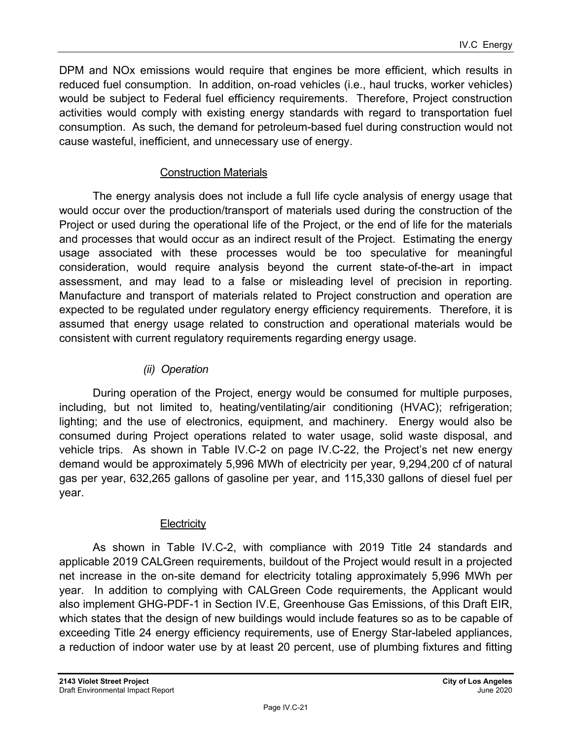DPM and NOx emissions would require that engines be more efficient, which results in reduced fuel consumption. In addition, on-road vehicles (i.e., haul trucks, worker vehicles) would be subject to Federal fuel efficiency requirements. Therefore, Project construction activities would comply with existing energy standards with regard to transportation fuel consumption. As such, the demand for petroleum-based fuel during construction would not cause wasteful, inefficient, and unnecessary use of energy.

Construction Materials

The energy analysis does not include a full life cycle analysis of energy usage that would occur over the production/transport of materials used during the construction of the Project or used during the operational life of the Project, or the end of life for the materials and processes that would occur as an indirect result of the Project. Estimating the energy usage associated with these processes would be too speculative for meaningful consideration, would require analysis beyond the current state-of-the-art in impact assessment, and may lead to a false or misleading level of precision in reporting. Manufacture and transport of materials related to Project construction and operation are expected to be regulated under regulatory energy efficiency requirements. Therefore, it is assumed that energy usage related to construction and operational materials would be consistent with current regulatory requirements regarding energy usage.

*(ii) Operation*

During operation of the Project, energy would be consumed for multiple purposes, including, but not limited to, heating/ventilating/air conditioning (HVAC); refrigeration; lighting; and the use of electronics, equipment, and machinery. Energy would also be consumed during Project operations related to water usage, solid waste disposal, and vehicle trips. As shown in Table IV.C-2 on page IV.C-22, the Project's net new energy demand would be approximately 5,996 MWh of electricity per year, 9,294,200 cf of natural gas per year, 632,265 gallons of gasoline per year, and 115,330 gallons of diesel fuel per year.

Electricity

As shown in Table IV.C-2, with compliance with 2019 Title 24 standards and applicable 2019 CALGreen requirements, buildout of the Project would result in a projected net increase in the on-site demand for electricity totaling approximately 5,996 MWh per year. In addition to complying with CALGreen Code requirements, the Applicant would also implement GHG-PDF-1 in Section IV.E, Greenhouse Gas Emissions, of this Draft EIR, which states that the design of new buildings would include features so as to be capable of exceeding Title 24 energy efficiency requirements, use of Energy Star-labeled appliances, a reduction of indoor water use by at least 20 percent, use of plumbing fixtures and fitting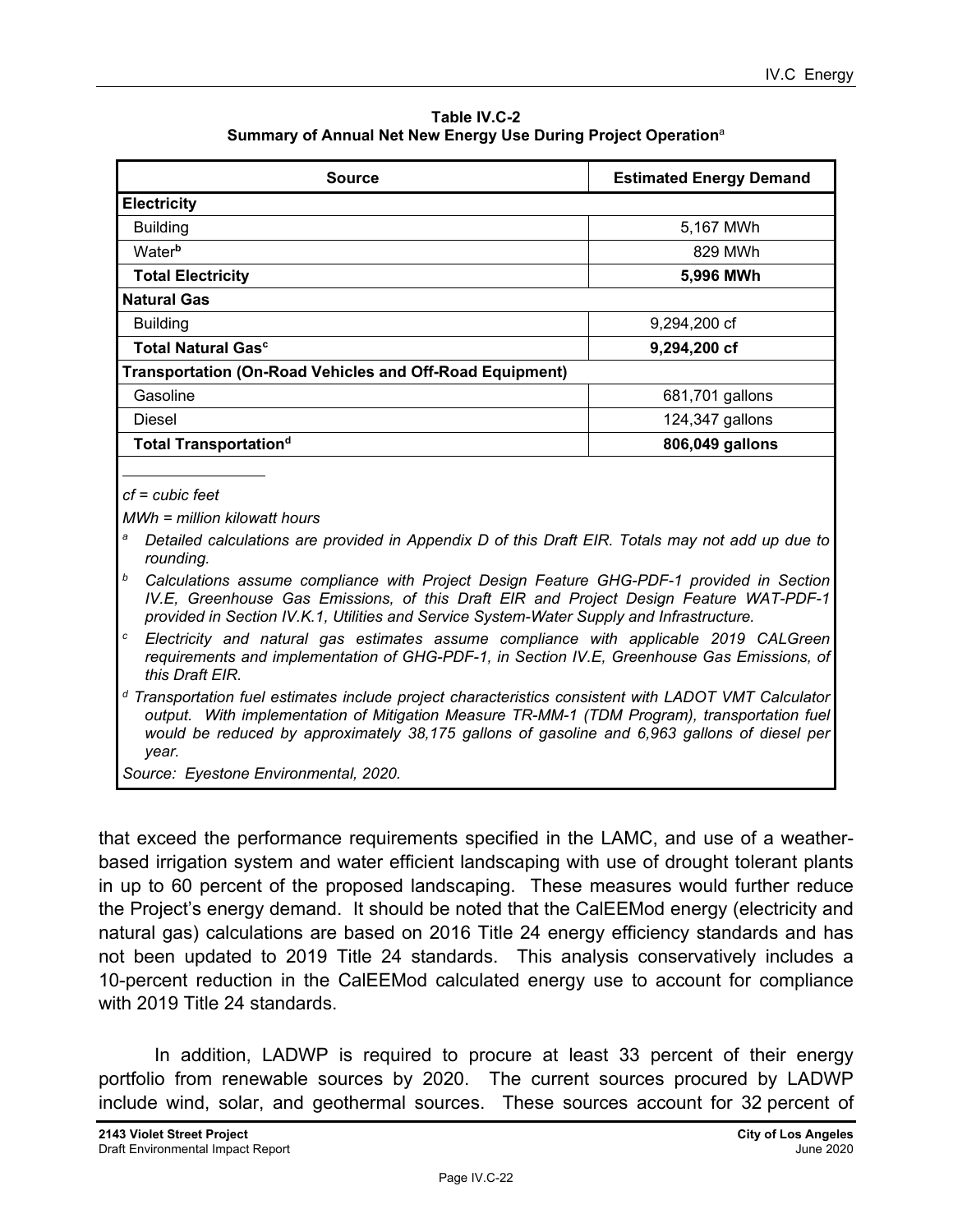**Table IV.C-2**
**Summary of Annual Net New Energy Use During Project Operation**[a]

| Source | Estimated Energy Demand |
|---|---|
| **Electricity** | |
| Building | 5,167 MWh |
| Water[b] | 829 MWh |
| **Total Electricity** | **5,996 MWh** |
| **Natural Gas** | |
| Building | 9,294,200 cf |
| **Total Natural Gas**[c] | **9,294,200 cf** |
| **Transportation (On-Road Vehicles and Off-Road Equipment)** | |
| Gasoline | 681,701 gallons |
| Diesel | 124,347 gallons |
| **Total Transportation**[d] | **806,049 gallons** |

*cf = cubic feet*

*MWh = million kilowatt hours*

[a] *Detailed calculations are provided in Appendix D of this Draft EIR. Totals may not add up due to rounding.*

[b] *Calculations assume compliance with Project Design Feature GHG-PDF-1 provided in Section IV.E, Greenhouse Gas Emissions, of this Draft EIR and Project Design Feature WAT-PDF-1 provided in Section IV.K.1, Utilities and Service System-Water Supply and Infrastructure.*

[c] *Electricity and natural gas estimates assume compliance with applicable 2019 CALGreen requirements and implementation of GHG-PDF-1, in Section IV.E, Greenhouse Gas Emissions, of this Draft EIR.*

[d] *Transportation fuel estimates include project characteristics consistent with LADOT VMT Calculator output. With implementation of Mitigation Measure TR-MM-1 (TDM Program), transportation fuel would be reduced by approximately 38,175 gallons of gasoline and 6,963 gallons of diesel per year.*

*Source: Eyestone Environmental, 2020.*

that exceed the performance requirements specified in the LAMC, and use of a weather-based irrigation system and water efficient landscaping with use of drought tolerant plants in up to 60 percent of the proposed landscaping. These measures would further reduce the Project's energy demand. It should be noted that the CalEEMod energy (electricity and natural gas) calculations are based on 2016 Title 24 energy efficiency standards and has not been updated to 2019 Title 24 standards. This analysis conservatively includes a 10-percent reduction in the CalEEMod calculated energy use to account for compliance with 2019 Title 24 standards.

In addition, LADWP is required to procure at least 33 percent of their energy portfolio from renewable sources by 2020. The current sources procured by LADWP include wind, solar, and geothermal sources. These sources account for 32 percent of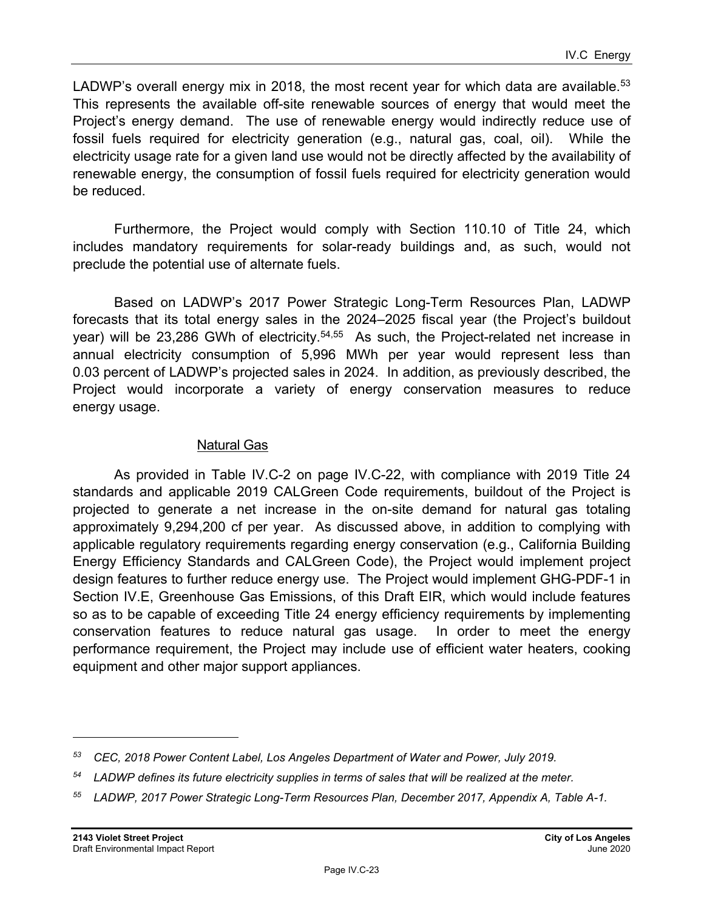LADWP's overall energy mix in 2018, the most recent year for which data are available.[53] This represents the available off-site renewable sources of energy that would meet the Project's energy demand. The use of renewable energy would indirectly reduce use of fossil fuels required for electricity generation (e.g., natural gas, coal, oil). While the electricity usage rate for a given land use would not be directly affected by the availability of renewable energy, the consumption of fossil fuels required for electricity generation would be reduced.

Furthermore, the Project would comply with Section 110.10 of Title 24, which includes mandatory requirements for solar-ready buildings and, as such, would not preclude the potential use of alternate fuels.

Based on LADWP's 2017 Power Strategic Long-Term Resources Plan, LADWP forecasts that its total energy sales in the 2024–2025 fiscal year (the Project's buildout year) will be 23,286 GWh of electricity.[54,55] As such, the Project-related net increase in annual electricity consumption of 5,996 MWh per year would represent less than 0.03 percent of LADWP's projected sales in 2024. In addition, as previously described, the Project would incorporate a variety of energy conservation measures to reduce energy usage.

<u>Natural Gas</u>

As provided in Table IV.C-2 on page IV.C-22, with compliance with 2019 Title 24 standards and applicable 2019 CALGreen Code requirements, buildout of the Project is projected to generate a net increase in the on-site demand for natural gas totaling approximately 9,294,200 cf per year. As discussed above, in addition to complying with applicable regulatory requirements regarding energy conservation (e.g., California Building Energy Efficiency Standards and CALGreen Code), the Project would implement project design features to further reduce energy use. The Project would implement GHG-PDF-1 in Section IV.E, Greenhouse Gas Emissions, of this Draft EIR, which would include features so as to be capable of exceeding Title 24 energy efficiency requirements by implementing conservation features to reduce natural gas usage. In order to meet the energy performance requirement, the Project may include use of efficient water heaters, cooking equipment and other major support appliances.

---

[53] *CEC, 2018 Power Content Label, Los Angeles Department of Water and Power, July 2019.*

[54] *LADWP defines its future electricity supplies in terms of sales that will be realized at the meter.*

[55] *LADWP, 2017 Power Strategic Long-Term Resources Plan, December 2017, Appendix A, Table A-1.*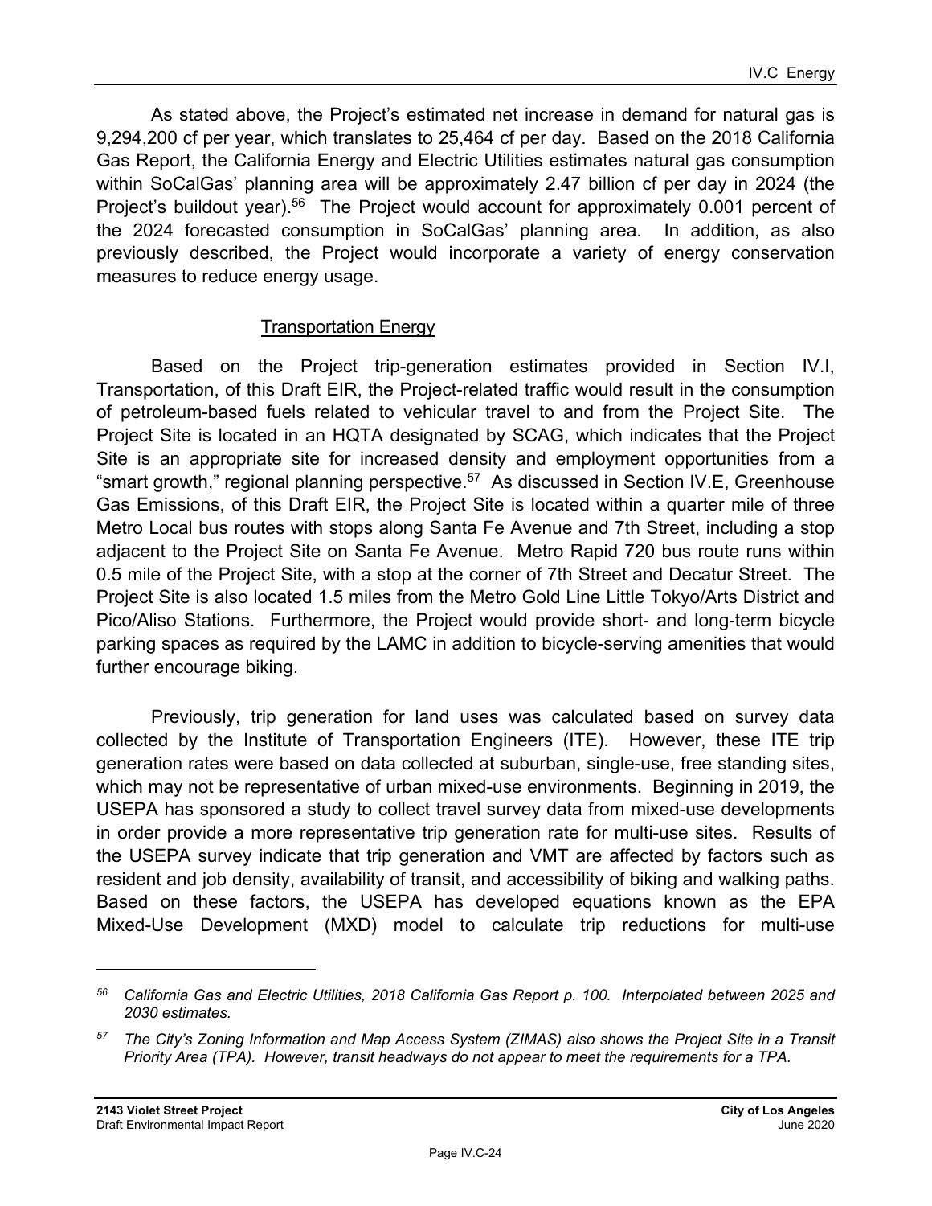As stated above, the Project's estimated net increase in demand for natural gas is 9,294,200 cf per year, which translates to 25,464 cf per day. Based on the 2018 California Gas Report, the California Energy and Electric Utilities estimates natural gas consumption within SoCalGas' planning area will be approximately 2.47 billion cf per day in 2024 (the Project's buildout year).[56] The Project would account for approximately 0.001 percent of the 2024 forecasted consumption in SoCalGas' planning area. In addition, as also previously described, the Project would incorporate a variety of energy conservation measures to reduce energy usage.

Transportation Energy

Based on the Project trip-generation estimates provided in Section IV.I, Transportation, of this Draft EIR, the Project-related traffic would result in the consumption of petroleum-based fuels related to vehicular travel to and from the Project Site. The Project Site is located in an HQTA designated by SCAG, which indicates that the Project Site is an appropriate site for increased density and employment opportunities from a "smart growth," regional planning perspective.[57] As discussed in Section IV.E, Greenhouse Gas Emissions, of this Draft EIR, the Project Site is located within a quarter mile of three Metro Local bus routes with stops along Santa Fe Avenue and 7th Street, including a stop adjacent to the Project Site on Santa Fe Avenue. Metro Rapid 720 bus route runs within 0.5 mile of the Project Site, with a stop at the corner of 7th Street and Decatur Street. The Project Site is also located 1.5 miles from the Metro Gold Line Little Tokyo/Arts District and Pico/Aliso Stations. Furthermore, the Project would provide short- and long-term bicycle parking spaces as required by the LAMC in addition to bicycle-serving amenities that would further encourage biking.

Previously, trip generation for land uses was calculated based on survey data collected by the Institute of Transportation Engineers (ITE). However, these ITE trip generation rates were based on data collected at suburban, single-use, free standing sites, which may not be representative of urban mixed-use environments. Beginning in 2019, the USEPA has sponsored a study to collect travel survey data from mixed-use developments in order provide a more representative trip generation rate for multi-use sites. Results of the USEPA survey indicate that trip generation and VMT are affected by factors such as resident and job density, availability of transit, and accessibility of biking and walking paths. Based on these factors, the USEPA has developed equations known as the EPA Mixed-Use Development (MXD) model to calculate trip reductions for multi-use

---

[56] *California Gas and Electric Utilities, 2018 California Gas Report p. 100. Interpolated between 2025 and 2030 estimates.*

[57] *The City's Zoning Information and Map Access System (ZIMAS) also shows the Project Site in a Transit Priority Area (TPA). However, transit headways do not appear to meet the requirements for a TPA.*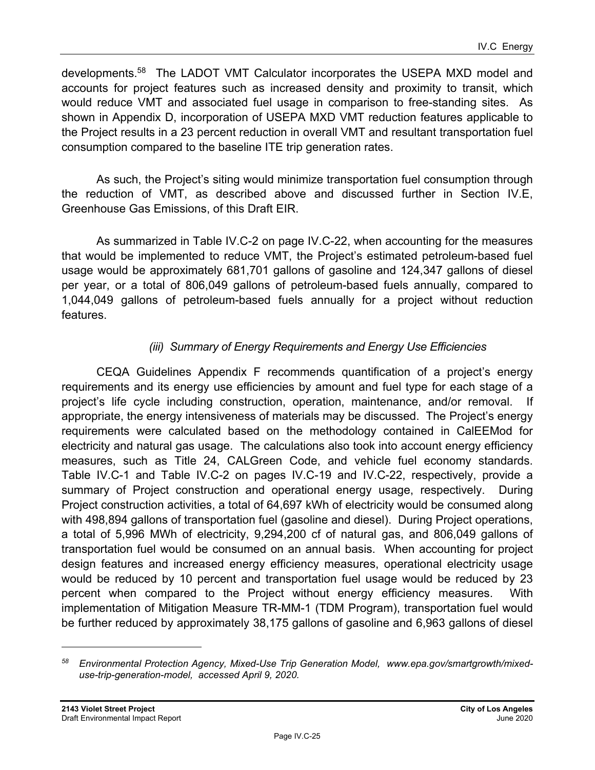developments.[58] The LADOT VMT Calculator incorporates the USEPA MXD model and accounts for project features such as increased density and proximity to transit, which would reduce VMT and associated fuel usage in comparison to free-standing sites. As shown in Appendix D, incorporation of USEPA MXD VMT reduction features applicable to the Project results in a 23 percent reduction in overall VMT and resultant transportation fuel consumption compared to the baseline ITE trip generation rates.

As such, the Project's siting would minimize transportation fuel consumption through the reduction of VMT, as described above and discussed further in Section IV.E, Greenhouse Gas Emissions, of this Draft EIR.

As summarized in Table IV.C-2 on page IV.C-22, when accounting for the measures that would be implemented to reduce VMT, the Project's estimated petroleum-based fuel usage would be approximately 681,701 gallons of gasoline and 124,347 gallons of diesel per year, or a total of 806,049 gallons of petroleum-based fuels annually, compared to 1,044,049 gallons of petroleum-based fuels annually for a project without reduction features.

*(iii) Summary of Energy Requirements and Energy Use Efficiencies*

CEQA Guidelines Appendix F recommends quantification of a project's energy requirements and its energy use efficiencies by amount and fuel type for each stage of a project's life cycle including construction, operation, maintenance, and/or removal. If appropriate, the energy intensiveness of materials may be discussed. The Project's energy requirements were calculated based on the methodology contained in CalEEMod for electricity and natural gas usage. The calculations also took into account energy efficiency measures, such as Title 24, CALGreen Code, and vehicle fuel economy standards. Table IV.C-1 and Table IV.C-2 on pages IV.C-19 and IV.C-22, respectively, provide a summary of Project construction and operational energy usage, respectively. During Project construction activities, a total of 64,697 kWh of electricity would be consumed along with 498,894 gallons of transportation fuel (gasoline and diesel). During Project operations, a total of 5,996 MWh of electricity, 9,294,200 cf of natural gas, and 806,049 gallons of transportation fuel would be consumed on an annual basis. When accounting for project design features and increased energy efficiency measures, operational electricity usage would be reduced by 10 percent and transportation fuel usage would be reduced by 23 percent when compared to the Project without energy efficiency measures. With implementation of Mitigation Measure TR-MM-1 (TDM Program), transportation fuel would be further reduced by approximately 38,175 gallons of gasoline and 6,963 gallons of diesel

[58] *Environmental Protection Agency, Mixed-Use Trip Generation Model, www.epa.gov/smartgrowth/mixed-use-trip-generation-model, accessed April 9, 2020.*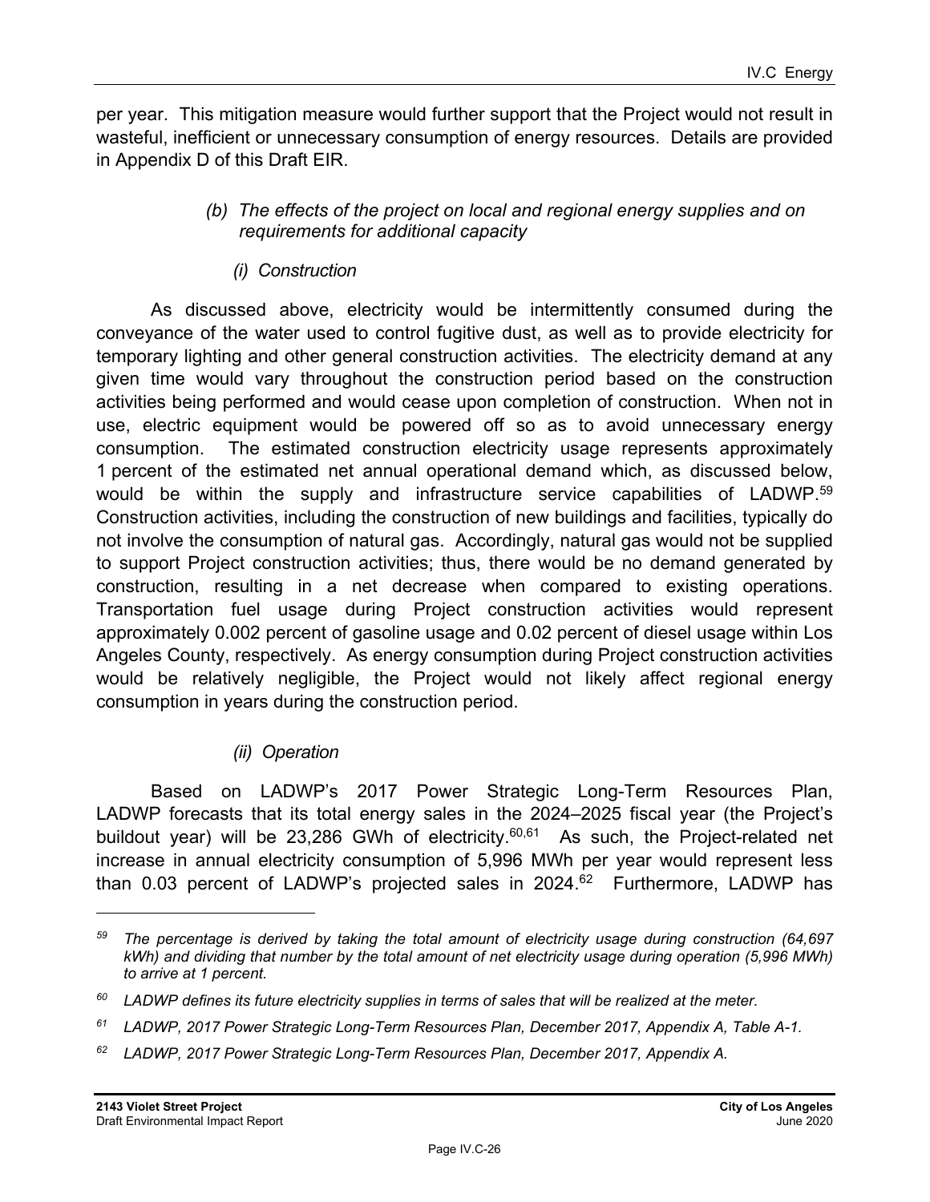per year. This mitigation measure would further support that the Project would not result in wasteful, inefficient or unnecessary consumption of energy resources. Details are provided in Appendix D of this Draft EIR.

*(b) The effects of the project on local and regional energy supplies and on requirements for additional capacity*

*(i) Construction*

As discussed above, electricity would be intermittently consumed during the conveyance of the water used to control fugitive dust, as well as to provide electricity for temporary lighting and other general construction activities. The electricity demand at any given time would vary throughout the construction period based on the construction activities being performed and would cease upon completion of construction. When not in use, electric equipment would be powered off so as to avoid unnecessary energy consumption. The estimated construction electricity usage represents approximately 1 percent of the estimated net annual operational demand which, as discussed below, would be within the supply and infrastructure service capabilities of LADWP.[59] Construction activities, including the construction of new buildings and facilities, typically do not involve the consumption of natural gas. Accordingly, natural gas would not be supplied to support Project construction activities; thus, there would be no demand generated by construction, resulting in a net decrease when compared to existing operations. Transportation fuel usage during Project construction activities would represent approximately 0.002 percent of gasoline usage and 0.02 percent of diesel usage within Los Angeles County, respectively. As energy consumption during Project construction activities would be relatively negligible, the Project would not likely affect regional energy consumption in years during the construction period.

*(ii) Operation*

Based on LADWP's 2017 Power Strategic Long-Term Resources Plan, LADWP forecasts that its total energy sales in the 2024–2025 fiscal year (the Project's buildout year) will be 23,286 GWh of electricity.[60,61] As such, the Project-related net increase in annual electricity consumption of 5,996 MWh per year would represent less than 0.03 percent of LADWP's projected sales in 2024.[62] Furthermore, LADWP has

---

[59] *The percentage is derived by taking the total amount of electricity usage during construction (64,697 kWh) and dividing that number by the total amount of net electricity usage during operation (5,996 MWh) to arrive at 1 percent.*

[60] *LADWP defines its future electricity supplies in terms of sales that will be realized at the meter.*

[61] *LADWP, 2017 Power Strategic Long-Term Resources Plan, December 2017, Appendix A, Table A-1.*

[62] *LADWP, 2017 Power Strategic Long-Term Resources Plan, December 2017, Appendix A.*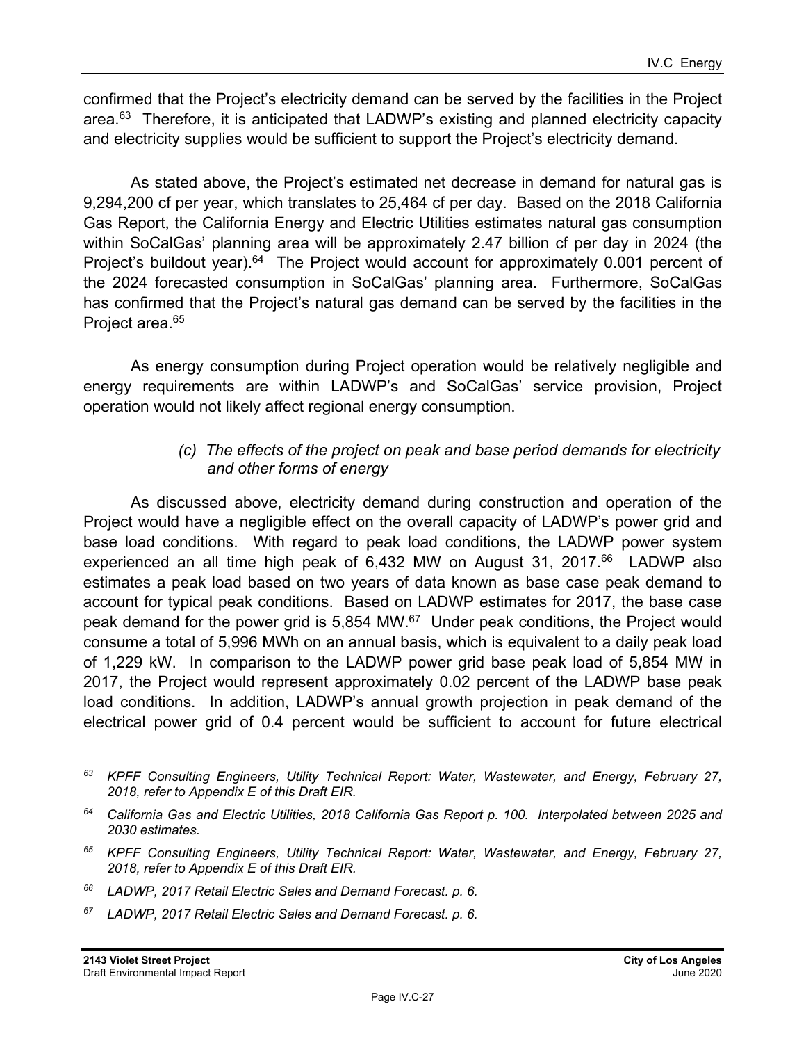confirmed that the Project's electricity demand can be served by the facilities in the Project area.[63] Therefore, it is anticipated that LADWP's existing and planned electricity capacity and electricity supplies would be sufficient to support the Project's electricity demand.

As stated above, the Project's estimated net decrease in demand for natural gas is 9,294,200 cf per year, which translates to 25,464 cf per day. Based on the 2018 California Gas Report, the California Energy and Electric Utilities estimates natural gas consumption within SoCalGas' planning area will be approximately 2.47 billion cf per day in 2024 (the Project's buildout year).[64] The Project would account for approximately 0.001 percent of the 2024 forecasted consumption in SoCalGas' planning area. Furthermore, SoCalGas has confirmed that the Project's natural gas demand can be served by the facilities in the Project area.[65]

As energy consumption during Project operation would be relatively negligible and energy requirements are within LADWP's and SoCalGas' service provision, Project operation would not likely affect regional energy consumption.

*(c) The effects of the project on peak and base period demands for electricity and other forms of energy*

As discussed above, electricity demand during construction and operation of the Project would have a negligible effect on the overall capacity of LADWP's power grid and base load conditions. With regard to peak load conditions, the LADWP power system experienced an all time high peak of 6,432 MW on August 31, 2017.[66] LADWP also estimates a peak load based on two years of data known as base case peak demand to account for typical peak conditions. Based on LADWP estimates for 2017, the base case peak demand for the power grid is 5,854 MW.[67] Under peak conditions, the Project would consume a total of 5,996 MWh on an annual basis, which is equivalent to a daily peak load of 1,229 kW. In comparison to the LADWP power grid base peak load of 5,854 MW in 2017, the Project would represent approximately 0.02 percent of the LADWP base peak load conditions. In addition, LADWP's annual growth projection in peak demand of the electrical power grid of 0.4 percent would be sufficient to account for future electrical

---

[63] *KPFF Consulting Engineers, Utility Technical Report: Water, Wastewater, and Energy, February 27, 2018, refer to Appendix E of this Draft EIR.*

[64] *California Gas and Electric Utilities, 2018 California Gas Report p. 100. Interpolated between 2025 and 2030 estimates.*

[65] *KPFF Consulting Engineers, Utility Technical Report: Water, Wastewater, and Energy, February 27, 2018, refer to Appendix E of this Draft EIR.*

[66] *LADWP, 2017 Retail Electric Sales and Demand Forecast. p. 6.*

[67] *LADWP, 2017 Retail Electric Sales and Demand Forecast. p. 6.*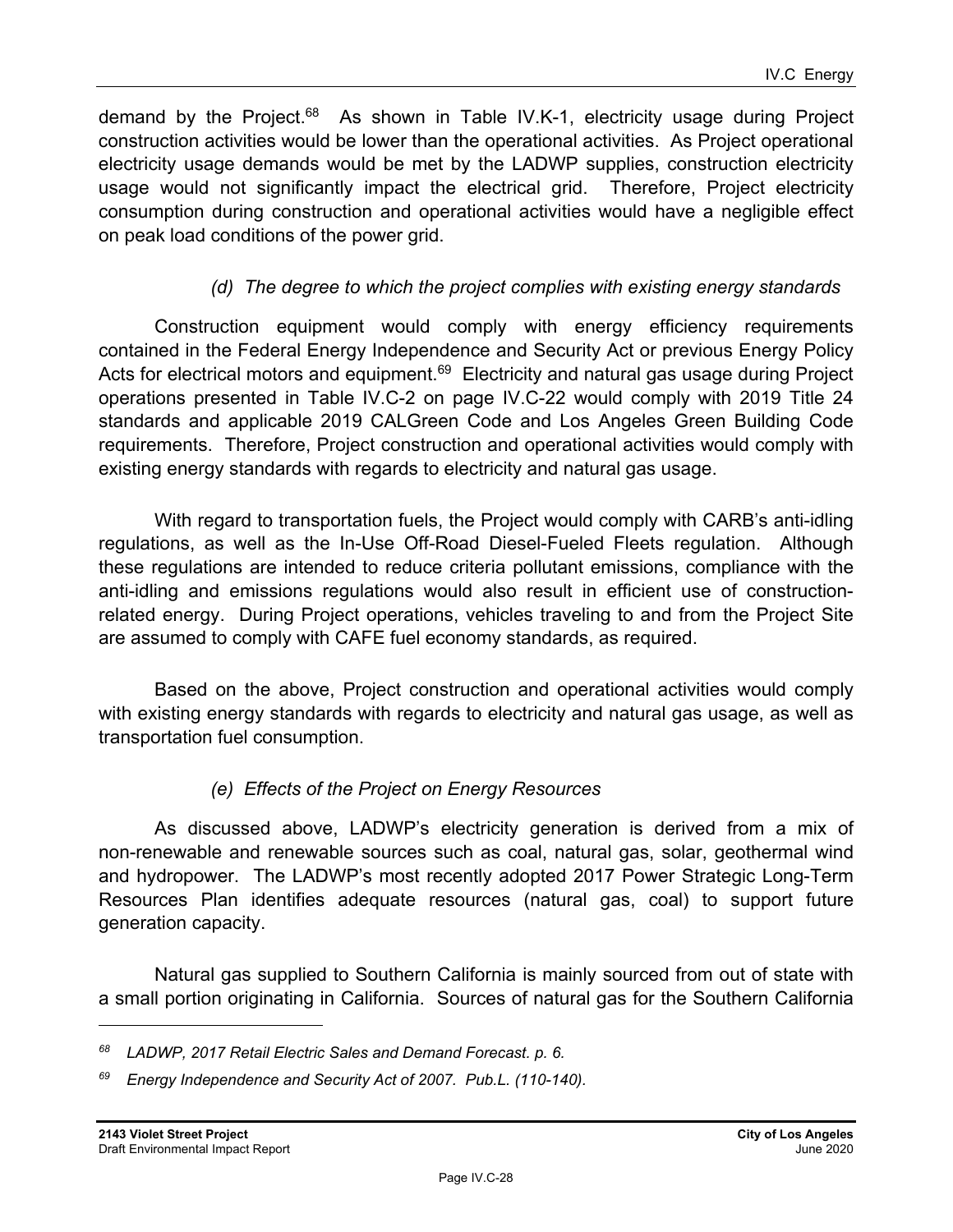demand by the Project.[68] As shown in Table IV.K-1, electricity usage during Project construction activities would be lower than the operational activities. As Project operational electricity usage demands would be met by the LADWP supplies, construction electricity usage would not significantly impact the electrical grid. Therefore, Project electricity consumption during construction and operational activities would have a negligible effect on peak load conditions of the power grid.

*(d) The degree to which the project complies with existing energy standards*

Construction equipment would comply with energy efficiency requirements contained in the Federal Energy Independence and Security Act or previous Energy Policy Acts for electrical motors and equipment.[69] Electricity and natural gas usage during Project operations presented in Table IV.C-2 on page IV.C-22 would comply with 2019 Title 24 standards and applicable 2019 CALGreen Code and Los Angeles Green Building Code requirements. Therefore, Project construction and operational activities would comply with existing energy standards with regards to electricity and natural gas usage.

With regard to transportation fuels, the Project would comply with CARB's anti-idling regulations, as well as the In-Use Off-Road Diesel-Fueled Fleets regulation. Although these regulations are intended to reduce criteria pollutant emissions, compliance with the anti-idling and emissions regulations would also result in efficient use of construction-related energy. During Project operations, vehicles traveling to and from the Project Site are assumed to comply with CAFE fuel economy standards, as required.

Based on the above, Project construction and operational activities would comply with existing energy standards with regards to electricity and natural gas usage, as well as transportation fuel consumption.

*(e) Effects of the Project on Energy Resources*

As discussed above, LADWP's electricity generation is derived from a mix of non-renewable and renewable sources such as coal, natural gas, solar, geothermal wind and hydropower. The LADWP's most recently adopted 2017 Power Strategic Long-Term Resources Plan identifies adequate resources (natural gas, coal) to support future generation capacity.

Natural gas supplied to Southern California is mainly sourced from out of state with a small portion originating in California. Sources of natural gas for the Southern California

---

[68] *LADWP, 2017 Retail Electric Sales and Demand Forecast. p. 6.*

[69] *Energy Independence and Security Act of 2007. Pub.L. (110-140).*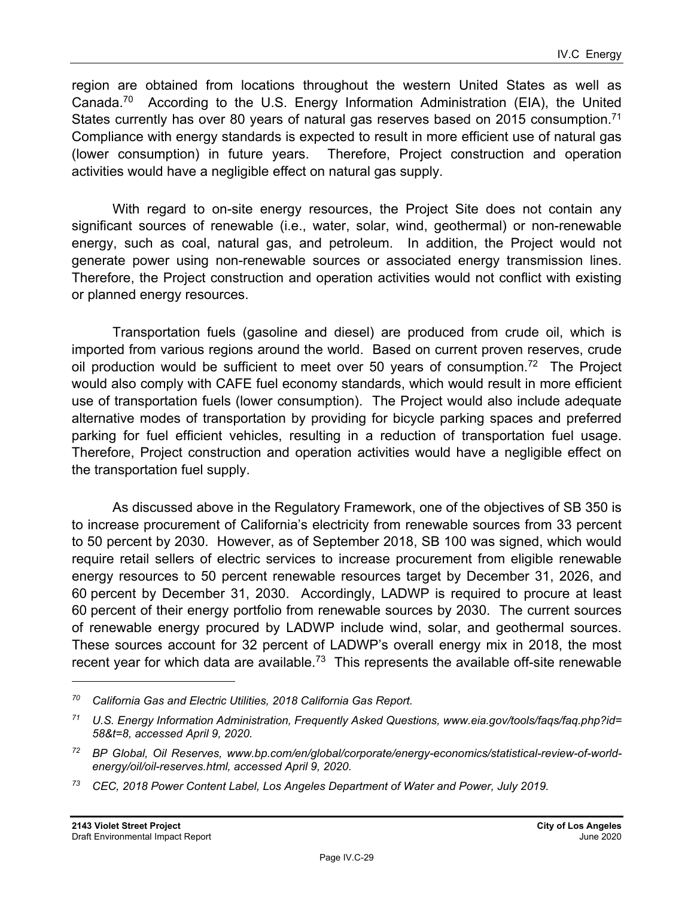region are obtained from locations throughout the western United States as well as Canada.[70] According to the U.S. Energy Information Administration (EIA), the United States currently has over 80 years of natural gas reserves based on 2015 consumption.[71] Compliance with energy standards is expected to result in more efficient use of natural gas (lower consumption) in future years. Therefore, Project construction and operation activities would have a negligible effect on natural gas supply.

With regard to on-site energy resources, the Project Site does not contain any significant sources of renewable (i.e., water, solar, wind, geothermal) or non-renewable energy, such as coal, natural gas, and petroleum. In addition, the Project would not generate power using non-renewable sources or associated energy transmission lines. Therefore, the Project construction and operation activities would not conflict with existing or planned energy resources.

Transportation fuels (gasoline and diesel) are produced from crude oil, which is imported from various regions around the world. Based on current proven reserves, crude oil production would be sufficient to meet over 50 years of consumption.[72] The Project would also comply with CAFE fuel economy standards, which would result in more efficient use of transportation fuels (lower consumption). The Project would also include adequate alternative modes of transportation by providing for bicycle parking spaces and preferred parking for fuel efficient vehicles, resulting in a reduction of transportation fuel usage. Therefore, Project construction and operation activities would have a negligible effect on the transportation fuel supply.

As discussed above in the Regulatory Framework, one of the objectives of SB 350 is to increase procurement of California's electricity from renewable sources from 33 percent to 50 percent by 2030. However, as of September 2018, SB 100 was signed, which would require retail sellers of electric services to increase procurement from eligible renewable energy resources to 50 percent renewable resources target by December 31, 2026, and 60 percent by December 31, 2030. Accordingly, LADWP is required to procure at least 60 percent of their energy portfolio from renewable sources by 2030. The current sources of renewable energy procured by LADWP include wind, solar, and geothermal sources. These sources account for 32 percent of LADWP's overall energy mix in 2018, the most recent year for which data are available.[73] This represents the available off-site renewable

---

*[70] California Gas and Electric Utilities, 2018 California Gas Report.*

*[71] U.S. Energy Information Administration, Frequently Asked Questions, www.eia.gov/tools/faqs/faq.php?id=58&t=8, accessed April 9, 2020.*

*[72] BP Global, Oil Reserves, www.bp.com/en/global/corporate/energy-economics/statistical-review-of-world-energy/oil/oil-reserves.html, accessed April 9, 2020.*

*[73] CEC, 2018 Power Content Label, Los Angeles Department of Water and Power, July 2019.*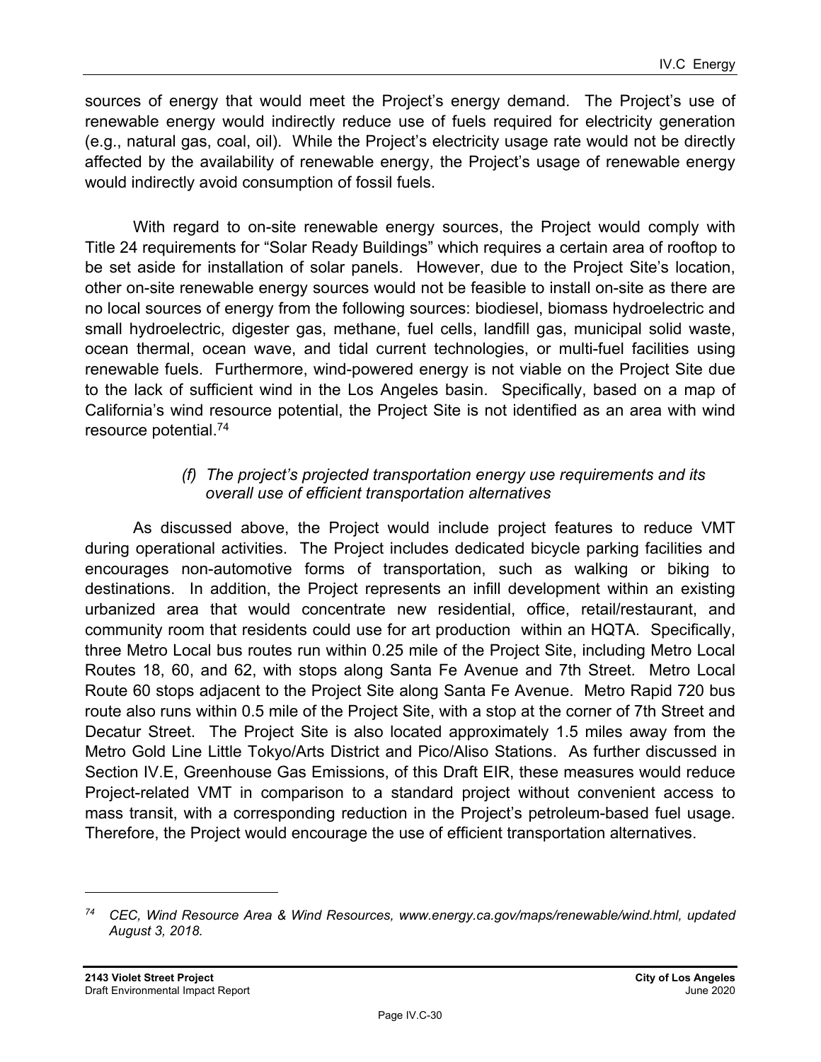sources of energy that would meet the Project's energy demand. The Project's use of renewable energy would indirectly reduce use of fuels required for electricity generation (e.g., natural gas, coal, oil). While the Project's electricity usage rate would not be directly affected by the availability of renewable energy, the Project's usage of renewable energy would indirectly avoid consumption of fossil fuels.

With regard to on-site renewable energy sources, the Project would comply with Title 24 requirements for "Solar Ready Buildings" which requires a certain area of rooftop to be set aside for installation of solar panels. However, due to the Project Site's location, other on-site renewable energy sources would not be feasible to install on-site as there are no local sources of energy from the following sources: biodiesel, biomass hydroelectric and small hydroelectric, digester gas, methane, fuel cells, landfill gas, municipal solid waste, ocean thermal, ocean wave, and tidal current technologies, or multi-fuel facilities using renewable fuels. Furthermore, wind-powered energy is not viable on the Project Site due to the lack of sufficient wind in the Los Angeles basin. Specifically, based on a map of California's wind resource potential, the Project Site is not identified as an area with wind resource potential.[74]

*(f) The project's projected transportation energy use requirements and its overall use of efficient transportation alternatives*

As discussed above, the Project would include project features to reduce VMT during operational activities. The Project includes dedicated bicycle parking facilities and encourages non-automotive forms of transportation, such as walking or biking to destinations. In addition, the Project represents an infill development within an existing urbanized area that would concentrate new residential, office, retail/restaurant, and community room that residents could use for art production within an HQTA. Specifically, three Metro Local bus routes run within 0.25 mile of the Project Site, including Metro Local Routes 18, 60, and 62, with stops along Santa Fe Avenue and 7th Street. Metro Local Route 60 stops adjacent to the Project Site along Santa Fe Avenue. Metro Rapid 720 bus route also runs within 0.5 mile of the Project Site, with a stop at the corner of 7th Street and Decatur Street. The Project Site is also located approximately 1.5 miles away from the Metro Gold Line Little Tokyo/Arts District and Pico/Aliso Stations. As further discussed in Section IV.E, Greenhouse Gas Emissions, of this Draft EIR, these measures would reduce Project-related VMT in comparison to a standard project without convenient access to mass transit, with a corresponding reduction in the Project's petroleum-based fuel usage. Therefore, the Project would encourage the use of efficient transportation alternatives.

---

[74] *CEC, Wind Resource Area & Wind Resources, www.energy.ca.gov/maps/renewable/wind.html, updated August 3, 2018.*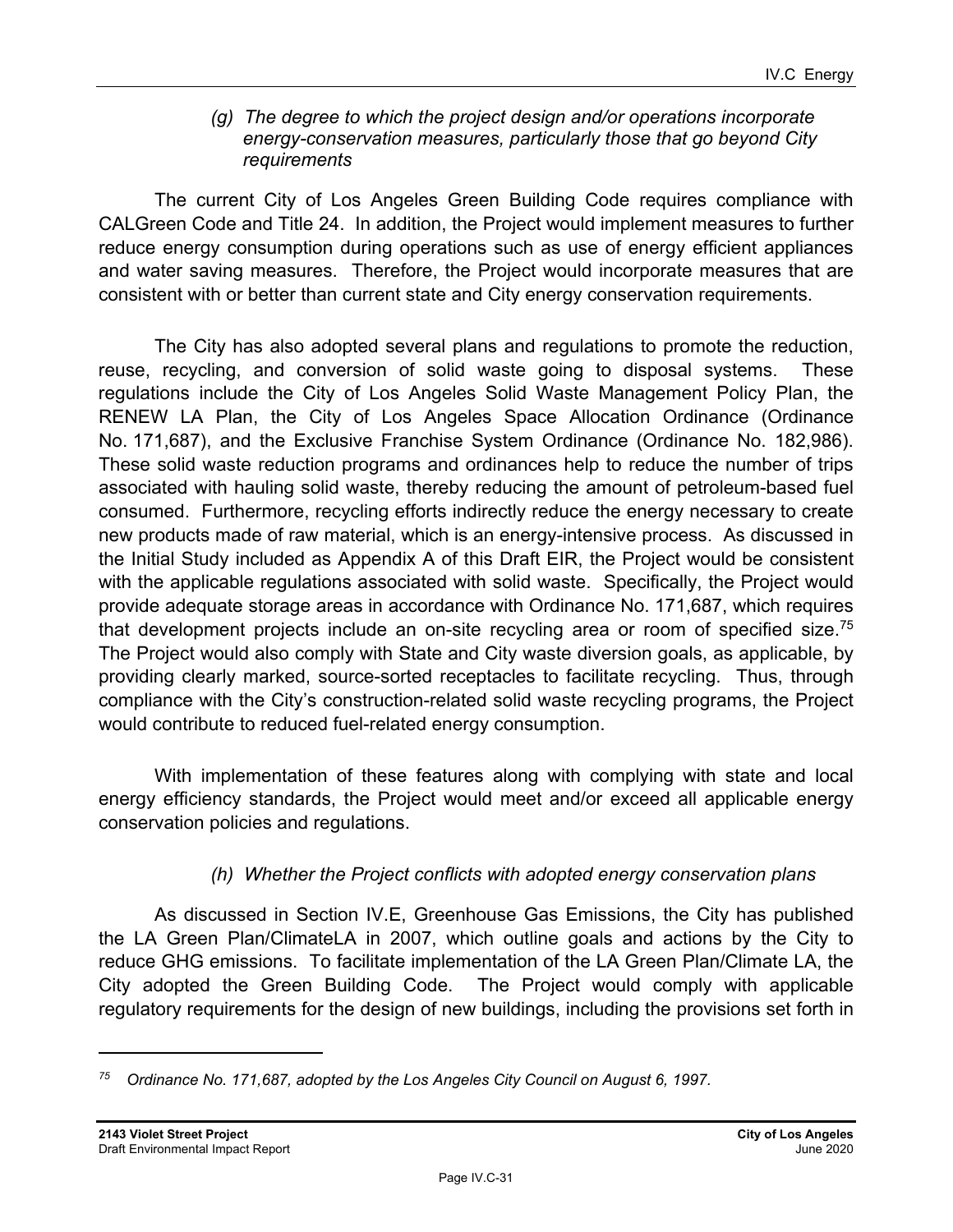*(g) The degree to which the project design and/or operations incorporate energy-conservation measures, particularly those that go beyond City requirements*

The current City of Los Angeles Green Building Code requires compliance with CALGreen Code and Title 24. In addition, the Project would implement measures to further reduce energy consumption during operations such as use of energy efficient appliances and water saving measures. Therefore, the Project would incorporate measures that are consistent with or better than current state and City energy conservation requirements.

The City has also adopted several plans and regulations to promote the reduction, reuse, recycling, and conversion of solid waste going to disposal systems. These regulations include the City of Los Angeles Solid Waste Management Policy Plan, the RENEW LA Plan, the City of Los Angeles Space Allocation Ordinance (Ordinance No. 171,687), and the Exclusive Franchise System Ordinance (Ordinance No. 182,986). These solid waste reduction programs and ordinances help to reduce the number of trips associated with hauling solid waste, thereby reducing the amount of petroleum-based fuel consumed. Furthermore, recycling efforts indirectly reduce the energy necessary to create new products made of raw material, which is an energy-intensive process. As discussed in the Initial Study included as Appendix A of this Draft EIR, the Project would be consistent with the applicable regulations associated with solid waste. Specifically, the Project would provide adequate storage areas in accordance with Ordinance No. 171,687, which requires that development projects include an on-site recycling area or room of specified size.[75] The Project would also comply with State and City waste diversion goals, as applicable, by providing clearly marked, source-sorted receptacles to facilitate recycling. Thus, through compliance with the City's construction-related solid waste recycling programs, the Project would contribute to reduced fuel-related energy consumption.

With implementation of these features along with complying with state and local energy efficiency standards, the Project would meet and/or exceed all applicable energy conservation policies and regulations.

*(h) Whether the Project conflicts with adopted energy conservation plans*

As discussed in Section IV.E, Greenhouse Gas Emissions, the City has published the LA Green Plan/ClimateLA in 2007, which outline goals and actions by the City to reduce GHG emissions. To facilitate implementation of the LA Green Plan/Climate LA, the City adopted the Green Building Code. The Project would comply with applicable regulatory requirements for the design of new buildings, including the provisions set forth in

---

[75] *Ordinance No. 171,687, adopted by the Los Angeles City Council on August 6, 1997.*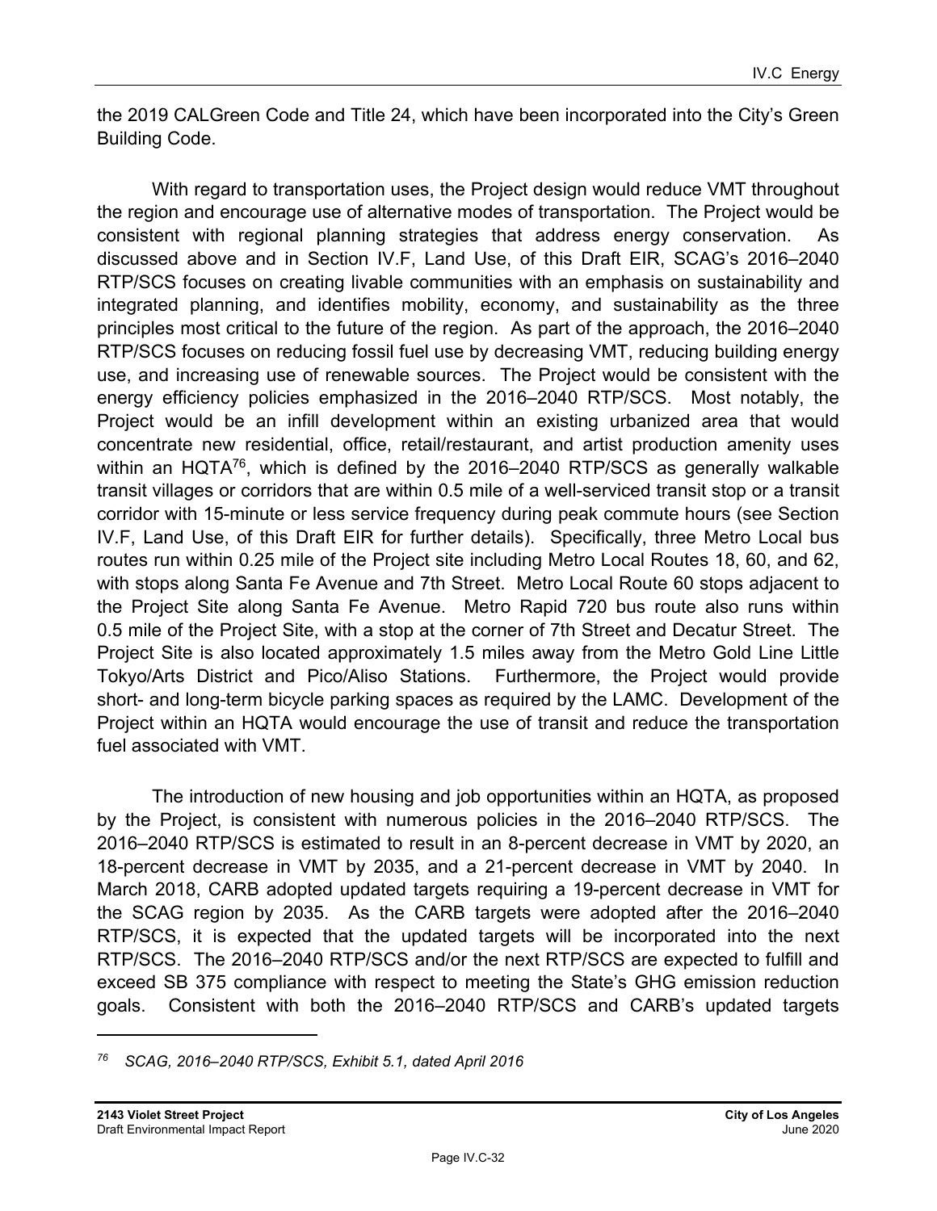the 2019 CALGreen Code and Title 24, which have been incorporated into the City's Green Building Code.

With regard to transportation uses, the Project design would reduce VMT throughout the region and encourage use of alternative modes of transportation. The Project would be consistent with regional planning strategies that address energy conservation. As discussed above and in Section IV.F, Land Use, of this Draft EIR, SCAG's 2016–2040 RTP/SCS focuses on creating livable communities with an emphasis on sustainability and integrated planning, and identifies mobility, economy, and sustainability as the three principles most critical to the future of the region. As part of the approach, the 2016–2040 RTP/SCS focuses on reducing fossil fuel use by decreasing VMT, reducing building energy use, and increasing use of renewable sources. The Project would be consistent with the energy efficiency policies emphasized in the 2016–2040 RTP/SCS. Most notably, the Project would be an infill development within an existing urbanized area that would concentrate new residential, office, retail/restaurant, and artist production amenity uses within an HQTA[76], which is defined by the 2016–2040 RTP/SCS as generally walkable transit villages or corridors that are within 0.5 mile of a well-serviced transit stop or a transit corridor with 15-minute or less service frequency during peak commute hours (see Section IV.F, Land Use, of this Draft EIR for further details). Specifically, three Metro Local bus routes run within 0.25 mile of the Project site including Metro Local Routes 18, 60, and 62, with stops along Santa Fe Avenue and 7th Street. Metro Local Route 60 stops adjacent to the Project Site along Santa Fe Avenue. Metro Rapid 720 bus route also runs within 0.5 mile of the Project Site, with a stop at the corner of 7th Street and Decatur Street. The Project Site is also located approximately 1.5 miles away from the Metro Gold Line Little Tokyo/Arts District and Pico/Aliso Stations. Furthermore, the Project would provide short- and long-term bicycle parking spaces as required by the LAMC. Development of the Project within an HQTA would encourage the use of transit and reduce the transportation fuel associated with VMT.

The introduction of new housing and job opportunities within an HQTA, as proposed by the Project, is consistent with numerous policies in the 2016–2040 RTP/SCS. The 2016–2040 RTP/SCS is estimated to result in an 8-percent decrease in VMT by 2020, an 18-percent decrease in VMT by 2035, and a 21-percent decrease in VMT by 2040. In March 2018, CARB adopted updated targets requiring a 19-percent decrease in VMT for the SCAG region by 2035. As the CARB targets were adopted after the 2016–2040 RTP/SCS, it is expected that the updated targets will be incorporated into the next RTP/SCS. The 2016–2040 RTP/SCS and/or the next RTP/SCS are expected to fulfill and exceed SB 375 compliance with respect to meeting the State's GHG emission reduction goals. Consistent with both the 2016–2040 RTP/SCS and CARB's updated targets

---

[76] *SCAG, 2016–2040 RTP/SCS, Exhibit 5.1, dated April 2016*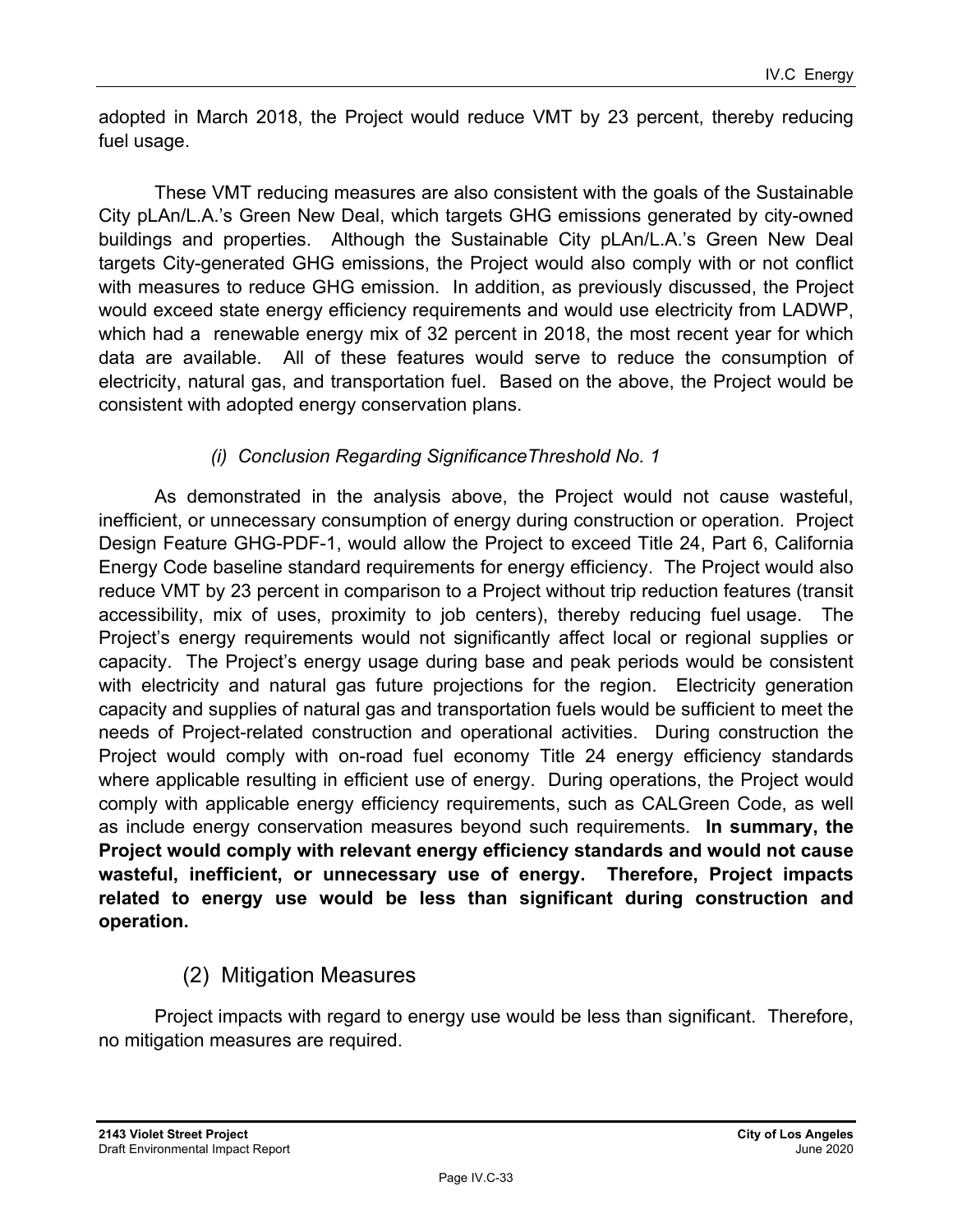adopted in March 2018, the Project would reduce VMT by 23 percent, thereby reducing fuel usage.

These VMT reducing measures are also consistent with the goals of the Sustainable City pLAn/L.A.'s Green New Deal, which targets GHG emissions generated by city-owned buildings and properties. Although the Sustainable City pLAn/L.A.'s Green New Deal targets City-generated GHG emissions, the Project would also comply with or not conflict with measures to reduce GHG emission. In addition, as previously discussed, the Project would exceed state energy efficiency requirements and would use electricity from LADWP, which had a renewable energy mix of 32 percent in 2018, the most recent year for which data are available. All of these features would serve to reduce the consumption of electricity, natural gas, and transportation fuel. Based on the above, the Project would be consistent with adopted energy conservation plans.

*(i) Conclusion Regarding SignificanceThreshold No. 1*

As demonstrated in the analysis above, the Project would not cause wasteful, inefficient, or unnecessary consumption of energy during construction or operation. Project Design Feature GHG-PDF-1, would allow the Project to exceed Title 24, Part 6, California Energy Code baseline standard requirements for energy efficiency. The Project would also reduce VMT by 23 percent in comparison to a Project without trip reduction features (transit accessibility, mix of uses, proximity to job centers), thereby reducing fuel usage. The Project's energy requirements would not significantly affect local or regional supplies or capacity. The Project's energy usage during base and peak periods would be consistent with electricity and natural gas future projections for the region. Electricity generation capacity and supplies of natural gas and transportation fuels would be sufficient to meet the needs of Project-related construction and operational activities. During construction the Project would comply with on-road fuel economy Title 24 energy efficiency standards where applicable resulting in efficient use of energy. During operations, the Project would comply with applicable energy efficiency requirements, such as CALGreen Code, as well as include energy conservation measures beyond such requirements. **In summary, the Project would comply with relevant energy efficiency standards and would not cause wasteful, inefficient, or unnecessary use of energy. Therefore, Project impacts related to energy use would be less than significant during construction and operation.**

## (2) Mitigation Measures

Project impacts with regard to energy use would be less than significant. Therefore, no mitigation measures are required.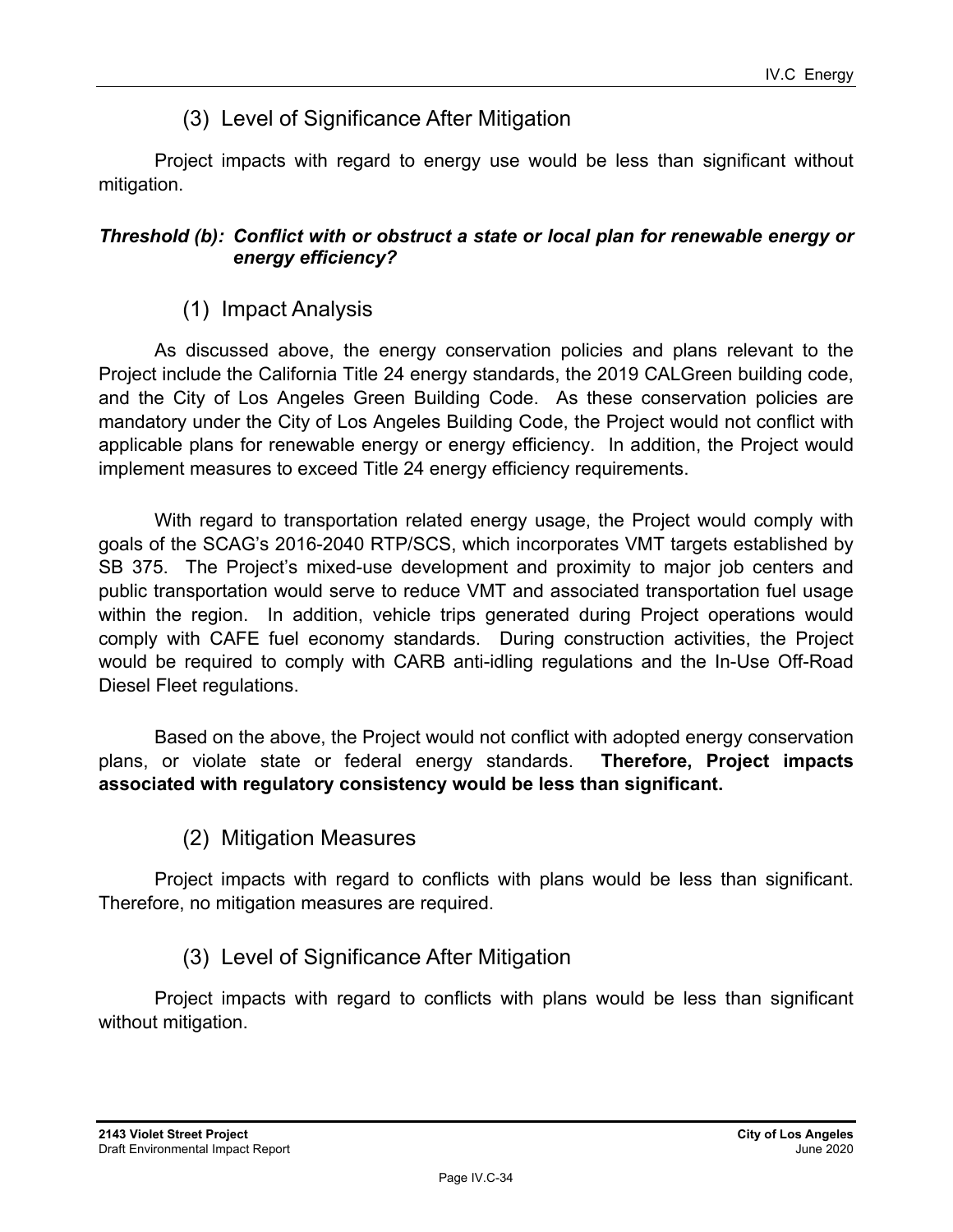### (3) Level of Significance After Mitigation

Project impacts with regard to energy use would be less than significant without mitigation.

***Threshold (b): Conflict with or obstruct a state or local plan for renewable energy or energy efficiency?***

### (1) Impact Analysis

As discussed above, the energy conservation policies and plans relevant to the Project include the California Title 24 energy standards, the 2019 CALGreen building code, and the City of Los Angeles Green Building Code. As these conservation policies are mandatory under the City of Los Angeles Building Code, the Project would not conflict with applicable plans for renewable energy or energy efficiency. In addition, the Project would implement measures to exceed Title 24 energy efficiency requirements.

With regard to transportation related energy usage, the Project would comply with goals of the SCAG's 2016-2040 RTP/SCS, which incorporates VMT targets established by SB 375. The Project's mixed-use development and proximity to major job centers and public transportation would serve to reduce VMT and associated transportation fuel usage within the region. In addition, vehicle trips generated during Project operations would comply with CAFE fuel economy standards. During construction activities, the Project would be required to comply with CARB anti-idling regulations and the In-Use Off-Road Diesel Fleet regulations.

Based on the above, the Project would not conflict with adopted energy conservation plans, or violate state or federal energy standards. **Therefore, Project impacts associated with regulatory consistency would be less than significant.**

### (2) Mitigation Measures

Project impacts with regard to conflicts with plans would be less than significant. Therefore, no mitigation measures are required.

### (3) Level of Significance After Mitigation

Project impacts with regard to conflicts with plans would be less than significant without mitigation.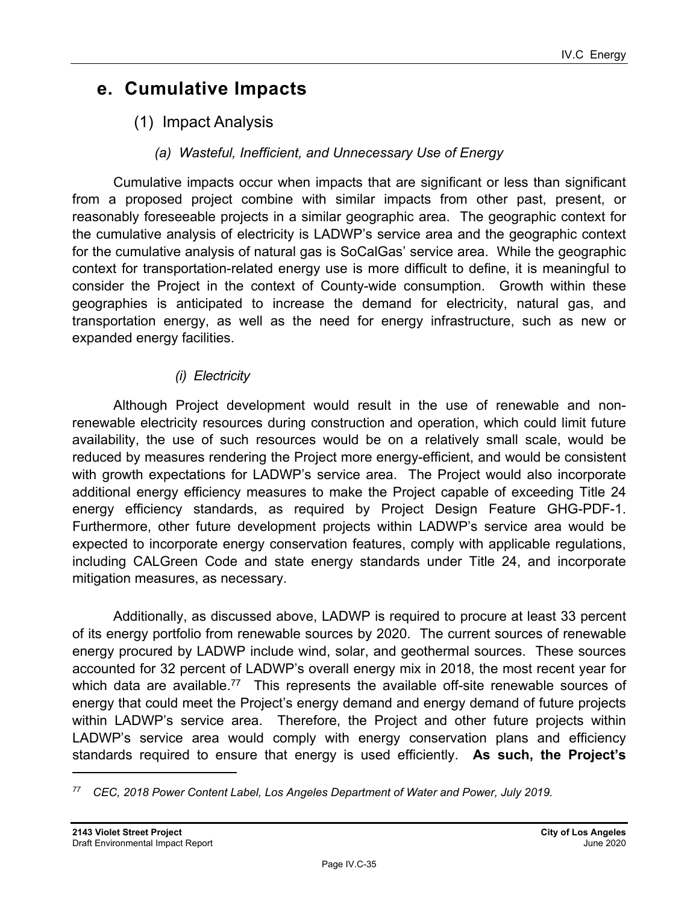## e. Cumulative Impacts

### (1) Impact Analysis

#### *(a) Wasteful, Inefficient, and Unnecessary Use of Energy*

Cumulative impacts occur when impacts that are significant or less than significant from a proposed project combine with similar impacts from other past, present, or reasonably foreseeable projects in a similar geographic area. The geographic context for the cumulative analysis of electricity is LADWP's service area and the geographic context for the cumulative analysis of natural gas is SoCalGas' service area. While the geographic context for transportation-related energy use is more difficult to define, it is meaningful to consider the Project in the context of County-wide consumption. Growth within these geographies is anticipated to increase the demand for electricity, natural gas, and transportation energy, as well as the need for energy infrastructure, such as new or expanded energy facilities.

##### *(i) Electricity*

Although Project development would result in the use of renewable and non-renewable electricity resources during construction and operation, which could limit future availability, the use of such resources would be on a relatively small scale, would be reduced by measures rendering the Project more energy-efficient, and would be consistent with growth expectations for LADWP's service area. The Project would also incorporate additional energy efficiency measures to make the Project capable of exceeding Title 24 energy efficiency standards, as required by Project Design Feature GHG-PDF-1. Furthermore, other future development projects within LADWP's service area would be expected to incorporate energy conservation features, comply with applicable regulations, including CALGreen Code and state energy standards under Title 24, and incorporate mitigation measures, as necessary.

Additionally, as discussed above, LADWP is required to procure at least 33 percent of its energy portfolio from renewable sources by 2020. The current sources of renewable energy procured by LADWP include wind, solar, and geothermal sources. These sources accounted for 32 percent of LADWP's overall energy mix in 2018, the most recent year for which data are available.[77] This represents the available off-site renewable sources of energy that could meet the Project's energy demand and energy demand of future projects within LADWP's service area. Therefore, the Project and other future projects within LADWP's service area would comply with energy conservation plans and efficiency standards required to ensure that energy is used efficiently. **As such, the Project's**

---

[77] *CEC, 2018 Power Content Label, Los Angeles Department of Water and Power, July 2019.*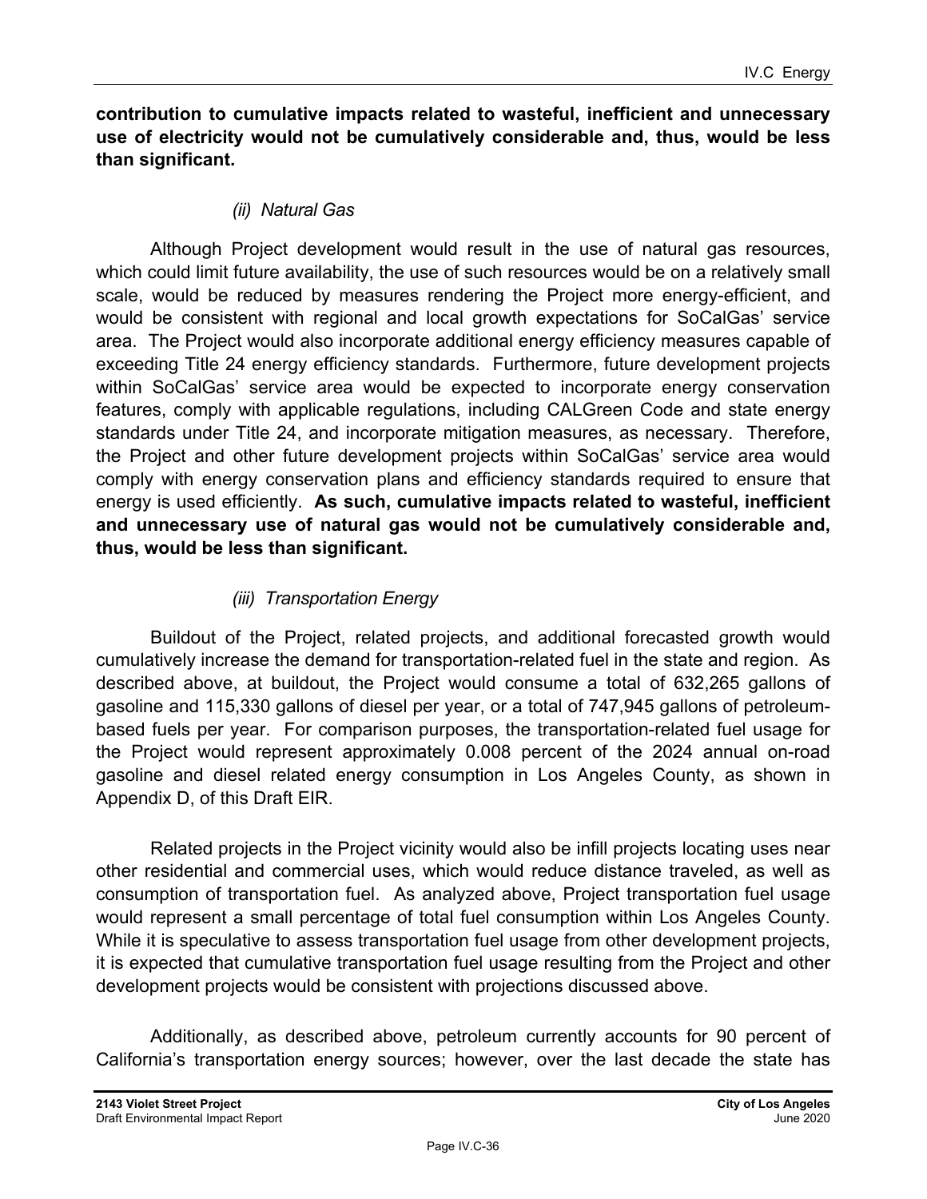**contribution to cumulative impacts related to wasteful, inefficient and unnecessary use of electricity would not be cumulatively considerable and, thus, would be less than significant.**

*(ii) Natural Gas*

Although Project development would result in the use of natural gas resources, which could limit future availability, the use of such resources would be on a relatively small scale, would be reduced by measures rendering the Project more energy-efficient, and would be consistent with regional and local growth expectations for SoCalGas' service area. The Project would also incorporate additional energy efficiency measures capable of exceeding Title 24 energy efficiency standards. Furthermore, future development projects within SoCalGas' service area would be expected to incorporate energy conservation features, comply with applicable regulations, including CALGreen Code and state energy standards under Title 24, and incorporate mitigation measures, as necessary. Therefore, the Project and other future development projects within SoCalGas' service area would comply with energy conservation plans and efficiency standards required to ensure that energy is used efficiently. **As such, cumulative impacts related to wasteful, inefficient and unnecessary use of natural gas would not be cumulatively considerable and, thus, would be less than significant.**

*(iii) Transportation Energy*

Buildout of the Project, related projects, and additional forecasted growth would cumulatively increase the demand for transportation-related fuel in the state and region. As described above, at buildout, the Project would consume a total of 632,265 gallons of gasoline and 115,330 gallons of diesel per year, or a total of 747,945 gallons of petroleum-based fuels per year. For comparison purposes, the transportation-related fuel usage for the Project would represent approximately 0.008 percent of the 2024 annual on-road gasoline and diesel related energy consumption in Los Angeles County, as shown in Appendix D, of this Draft EIR.

Related projects in the Project vicinity would also be infill projects locating uses near other residential and commercial uses, which would reduce distance traveled, as well as consumption of transportation fuel. As analyzed above, Project transportation fuel usage would represent a small percentage of total fuel consumption within Los Angeles County. While it is speculative to assess transportation fuel usage from other development projects, it is expected that cumulative transportation fuel usage resulting from the Project and other development projects would be consistent with projections discussed above.

Additionally, as described above, petroleum currently accounts for 90 percent of California's transportation energy sources; however, over the last decade the state has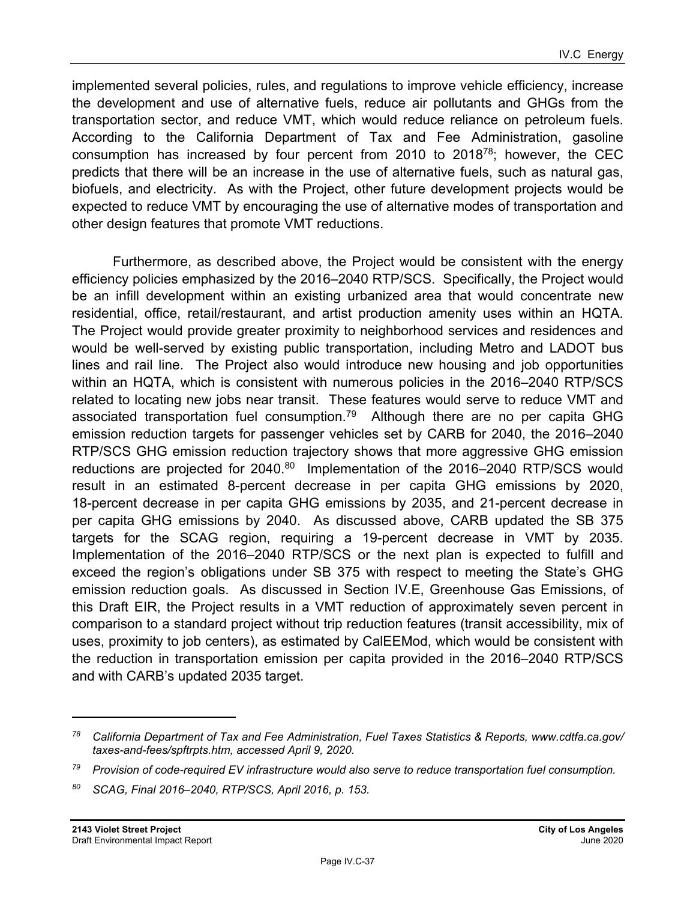implemented several policies, rules, and regulations to improve vehicle efficiency, increase the development and use of alternative fuels, reduce air pollutants and GHGs from the transportation sector, and reduce VMT, which would reduce reliance on petroleum fuels. According to the California Department of Tax and Fee Administration, gasoline consumption has increased by four percent from 2010 to 2018[78]; however, the CEC predicts that there will be an increase in the use of alternative fuels, such as natural gas, biofuels, and electricity. As with the Project, other future development projects would be expected to reduce VMT by encouraging the use of alternative modes of transportation and other design features that promote VMT reductions.

Furthermore, as described above, the Project would be consistent with the energy efficiency policies emphasized by the 2016–2040 RTP/SCS. Specifically, the Project would be an infill development within an existing urbanized area that would concentrate new residential, office, retail/restaurant, and artist production amenity uses within an HQTA. The Project would provide greater proximity to neighborhood services and residences and would be well-served by existing public transportation, including Metro and LADOT bus lines and rail line. The Project also would introduce new housing and job opportunities within an HQTA, which is consistent with numerous policies in the 2016–2040 RTP/SCS related to locating new jobs near transit. These features would serve to reduce VMT and associated transportation fuel consumption.[79] Although there are no per capita GHG emission reduction targets for passenger vehicles set by CARB for 2040, the 2016–2040 RTP/SCS GHG emission reduction trajectory shows that more aggressive GHG emission reductions are projected for 2040.[80] Implementation of the 2016–2040 RTP/SCS would result in an estimated 8-percent decrease in per capita GHG emissions by 2020, 18-percent decrease in per capita GHG emissions by 2035, and 21-percent decrease in per capita GHG emissions by 2040. As discussed above, CARB updated the SB 375 targets for the SCAG region, requiring a 19-percent decrease in VMT by 2035. Implementation of the 2016–2040 RTP/SCS or the next plan is expected to fulfill and exceed the region's obligations under SB 375 with respect to meeting the State's GHG emission reduction goals. As discussed in Section IV.E, Greenhouse Gas Emissions, of this Draft EIR, the Project results in a VMT reduction of approximately seven percent in comparison to a standard project without trip reduction features (transit accessibility, mix of uses, proximity to job centers), as estimated by CalEEMod, which would be consistent with the reduction in transportation emission per capita provided in the 2016–2040 RTP/SCS and with CARB's updated 2035 target.

---

[78] *California Department of Tax and Fee Administration, Fuel Taxes Statistics & Reports, www.cdtfa.ca.gov/taxes-and-fees/spftrpts.htm, accessed April 9, 2020.*

[79] *Provision of code-required EV infrastructure would also serve to reduce transportation fuel consumption.*

[80] *SCAG, Final 2016–2040, RTP/SCS, April 2016, p. 153.*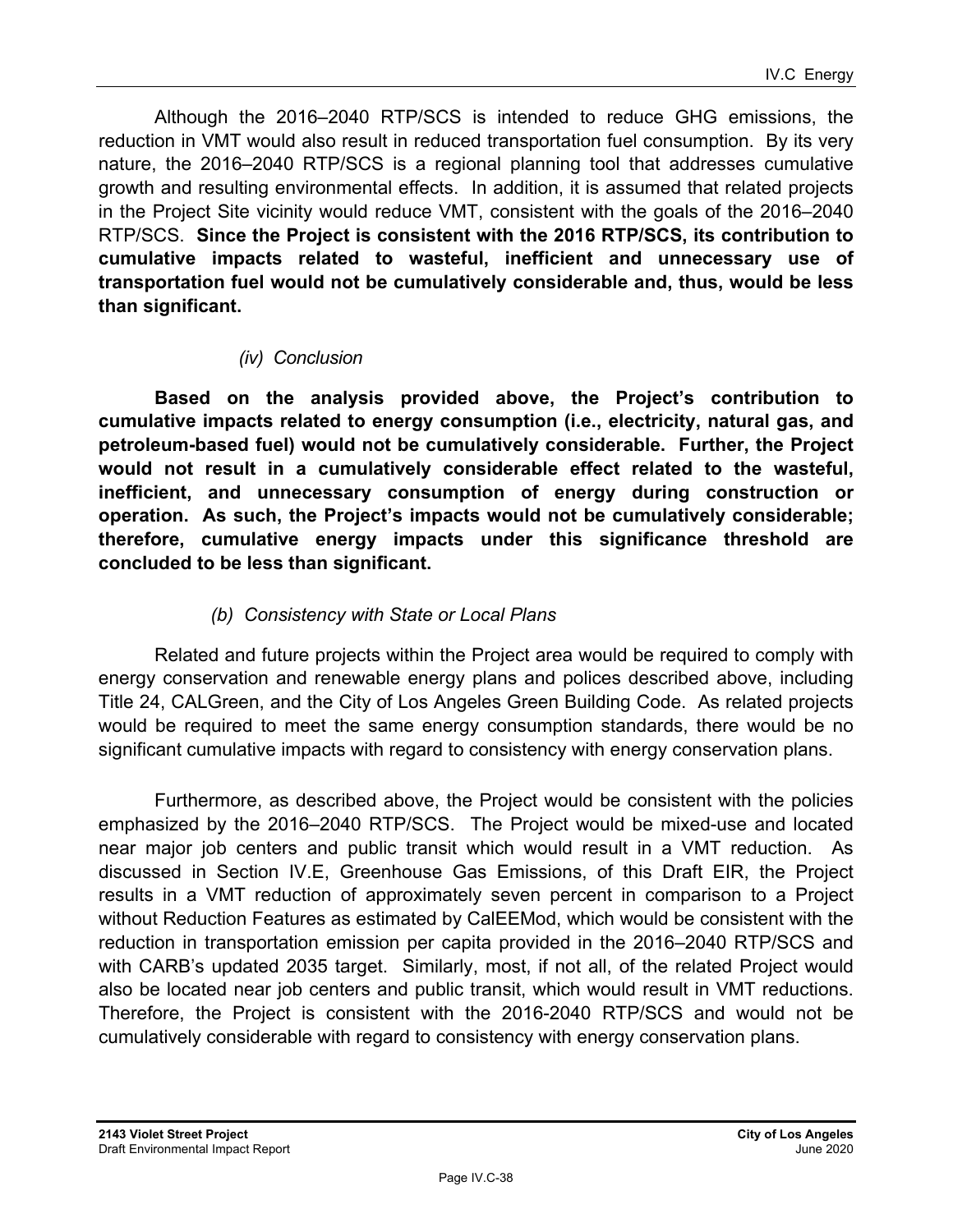Although the 2016–2040 RTP/SCS is intended to reduce GHG emissions, the reduction in VMT would also result in reduced transportation fuel consumption. By its very nature, the 2016–2040 RTP/SCS is a regional planning tool that addresses cumulative growth and resulting environmental effects. In addition, it is assumed that related projects in the Project Site vicinity would reduce VMT, consistent with the goals of the 2016–2040 RTP/SCS. **Since the Project is consistent with the 2016 RTP/SCS, its contribution to cumulative impacts related to wasteful, inefficient and unnecessary use of transportation fuel would not be cumulatively considerable and, thus, would be less than significant.**

*(iv) Conclusion*

**Based on the analysis provided above, the Project's contribution to cumulative impacts related to energy consumption (i.e., electricity, natural gas, and petroleum-based fuel) would not be cumulatively considerable. Further, the Project would not result in a cumulatively considerable effect related to the wasteful, inefficient, and unnecessary consumption of energy during construction or operation. As such, the Project's impacts would not be cumulatively considerable; therefore, cumulative energy impacts under this significance threshold are concluded to be less than significant.**

*(b) Consistency with State or Local Plans*

Related and future projects within the Project area would be required to comply with energy conservation and renewable energy plans and polices described above, including Title 24, CALGreen, and the City of Los Angeles Green Building Code. As related projects would be required to meet the same energy consumption standards, there would be no significant cumulative impacts with regard to consistency with energy conservation plans.

Furthermore, as described above, the Project would be consistent with the policies emphasized by the 2016–2040 RTP/SCS. The Project would be mixed-use and located near major job centers and public transit which would result in a VMT reduction. As discussed in Section IV.E, Greenhouse Gas Emissions, of this Draft EIR, the Project results in a VMT reduction of approximately seven percent in comparison to a Project without Reduction Features as estimated by CalEEMod, which would be consistent with the reduction in transportation emission per capita provided in the 2016–2040 RTP/SCS and with CARB's updated 2035 target. Similarly, most, if not all, of the related Project would also be located near job centers and public transit, which would result in VMT reductions. Therefore, the Project is consistent with the 2016-2040 RTP/SCS and would not be cumulatively considerable with regard to consistency with energy conservation plans.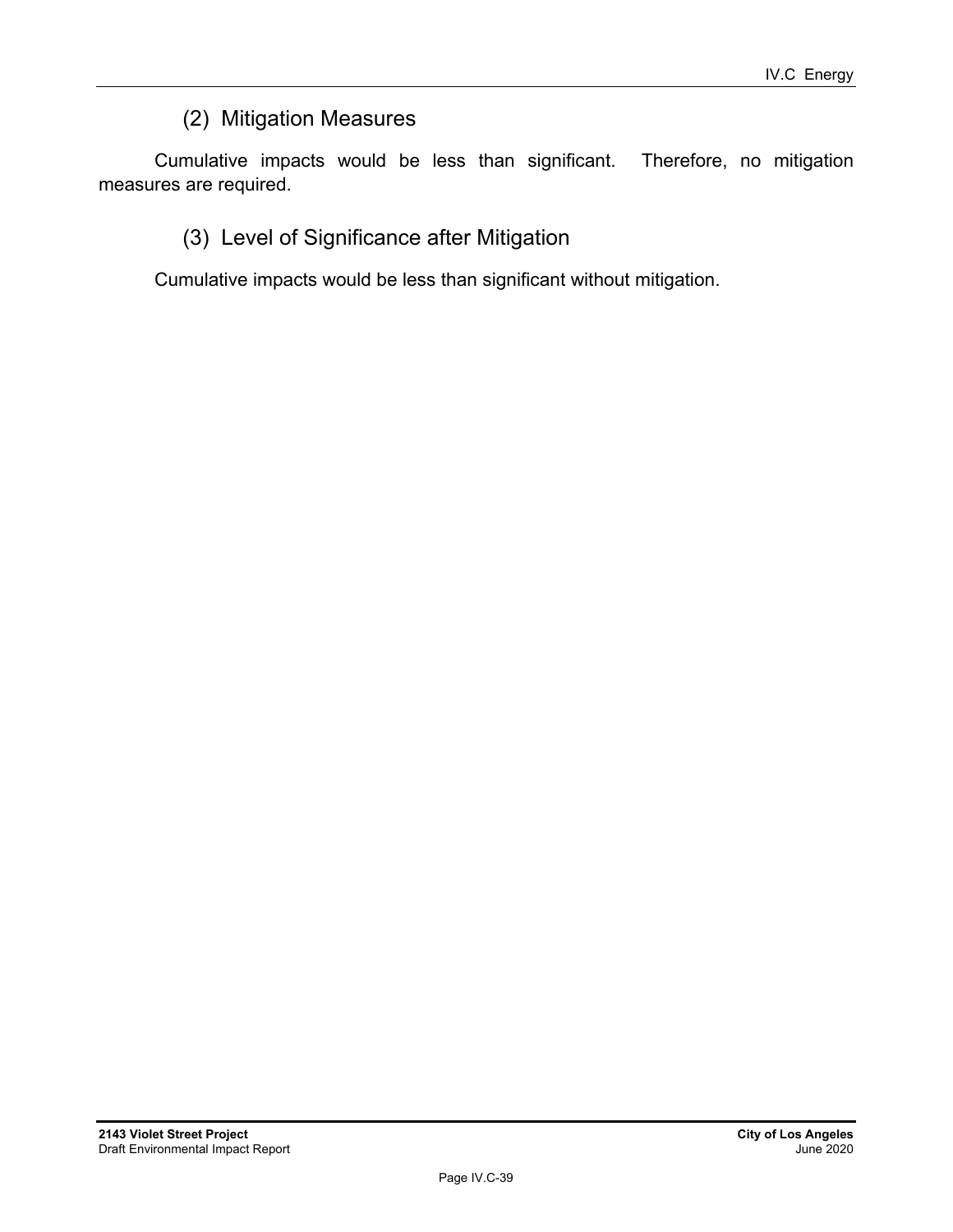### (2) Mitigation Measures

Cumulative impacts would be less than significant. Therefore, no mitigation measures are required.

### (3) Level of Significance after Mitigation

Cumulative impacts would be less than significant without mitigation.